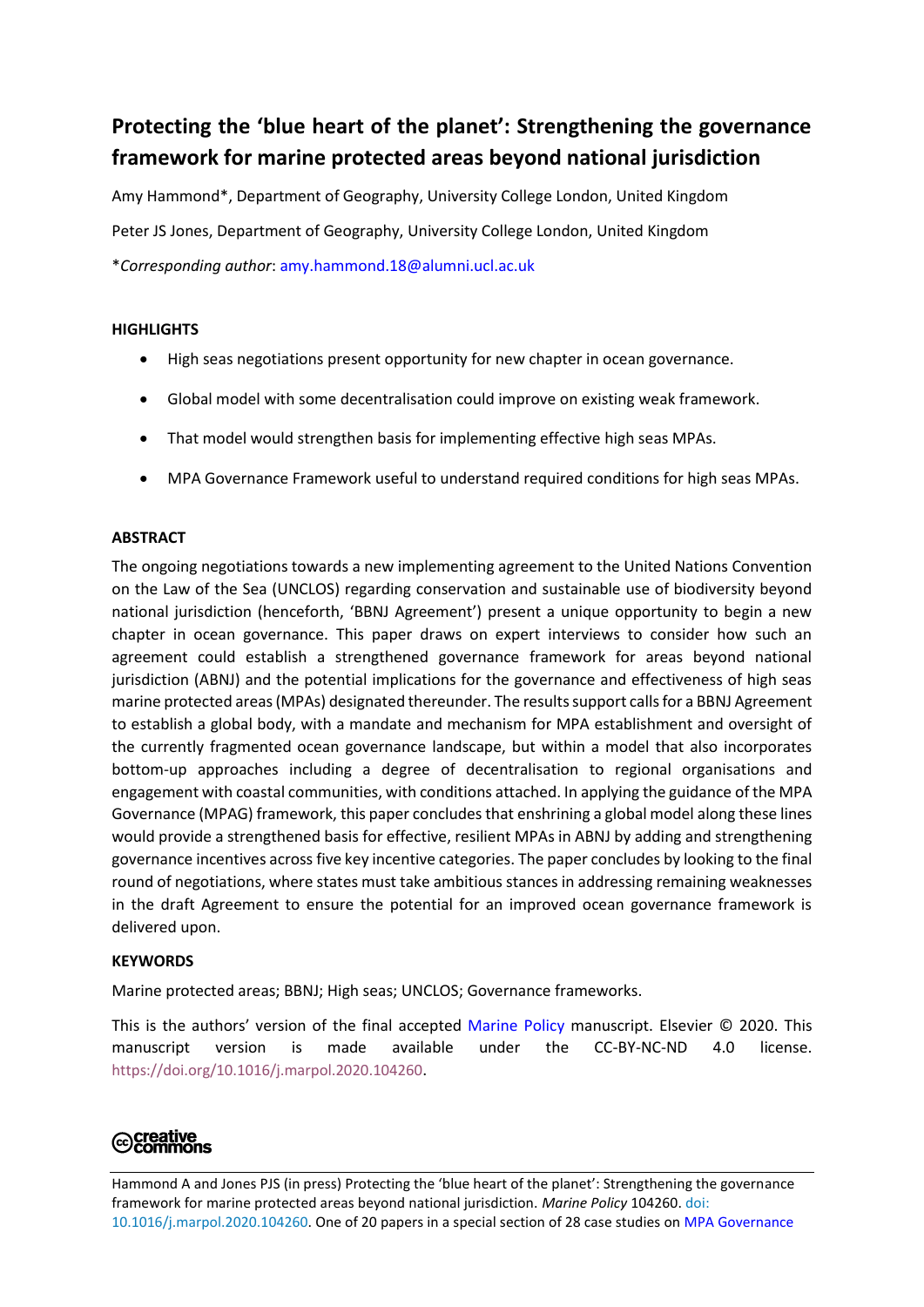# Protecting the 'blue heart of the planet': Strengthening the governance framework for marine protected areas beyond national jurisdiction

Amy Hammond*, Department of Geography, University College London, United Kingdom

Peter JS Jones, Department of Geography, University College London, United Kingdom

**Corresponding author*: amy.hammond.18@alumni.ucl.ac.uk

## HIGHLIGHTS

- High seas negotiations present opportunity for new chapter in ocean governance.
- Global model with some decentralisation could improve on existing weak framework.
- That model would strengthen basis for implementing effective high seas MPAs.
- MPA Governance Framework useful to understand required conditions for high seas MPAs.

## ABSTRACT

The ongoing negotiations towards a new implementing agreement to the United Nations Convention on the Law of the Sea (UNCLOS) regarding conservation and sustainable use of biodiversity beyond national jurisdiction (henceforth, 'BBNJ Agreement') present a unique opportunity to begin a new chapter in ocean governance. This paper draws on expert interviews to consider how such an agreement could establish a strengthened governance framework for areas beyond national jurisdiction (ABNJ) and the potential implications for the governance and effectiveness of high seas marine protected areas (MPAs) designated thereunder. The results support calls for a BBNJ Agreement to establish a global body, with a mandate and mechanism for MPA establishment and oversight of the currently fragmented ocean governance landscape, but within a model that also incorporates bottom-up approaches including a degree of decentralisation to regional organisations and engagement with coastal communities, with conditions attached. In applying the guidance of the MPA Governance (MPAG) framework, this paper concludes that enshrining a global model along these lines would provide a strengthened basis for effective, resilient MPAs in ABNJ by adding and strengthening governance incentives across five key incentive categories. The paper concludes by looking to the final round of negotiations, where states must take ambitious stances in addressing remaining weaknesses in the draft Agreement to ensure the potential for an improved ocean governance framework is delivered upon.

## KEYWORDS

Marine protected areas; BBNJ; High seas; UNCLOS; Governance frameworks.

This is the authors' version of the final accepted Marine Policy manuscript. Elsevier © 2020. This manuscript version is made available under the CC-BY-NC-ND 4.0 license. https://doi.org/10.1016/j.marpol.2020.104260.

Hammond A and Jones PJS (in press) Protecting the 'blue heart of the planet': Strengthening the governance framework for marine protected areas beyond national jurisdiction. *Marine Policy* 104260. doi: 10.1016/j.marpol.2020.104260. One of 20 papers in a special section of 28 case studies on MPA Governance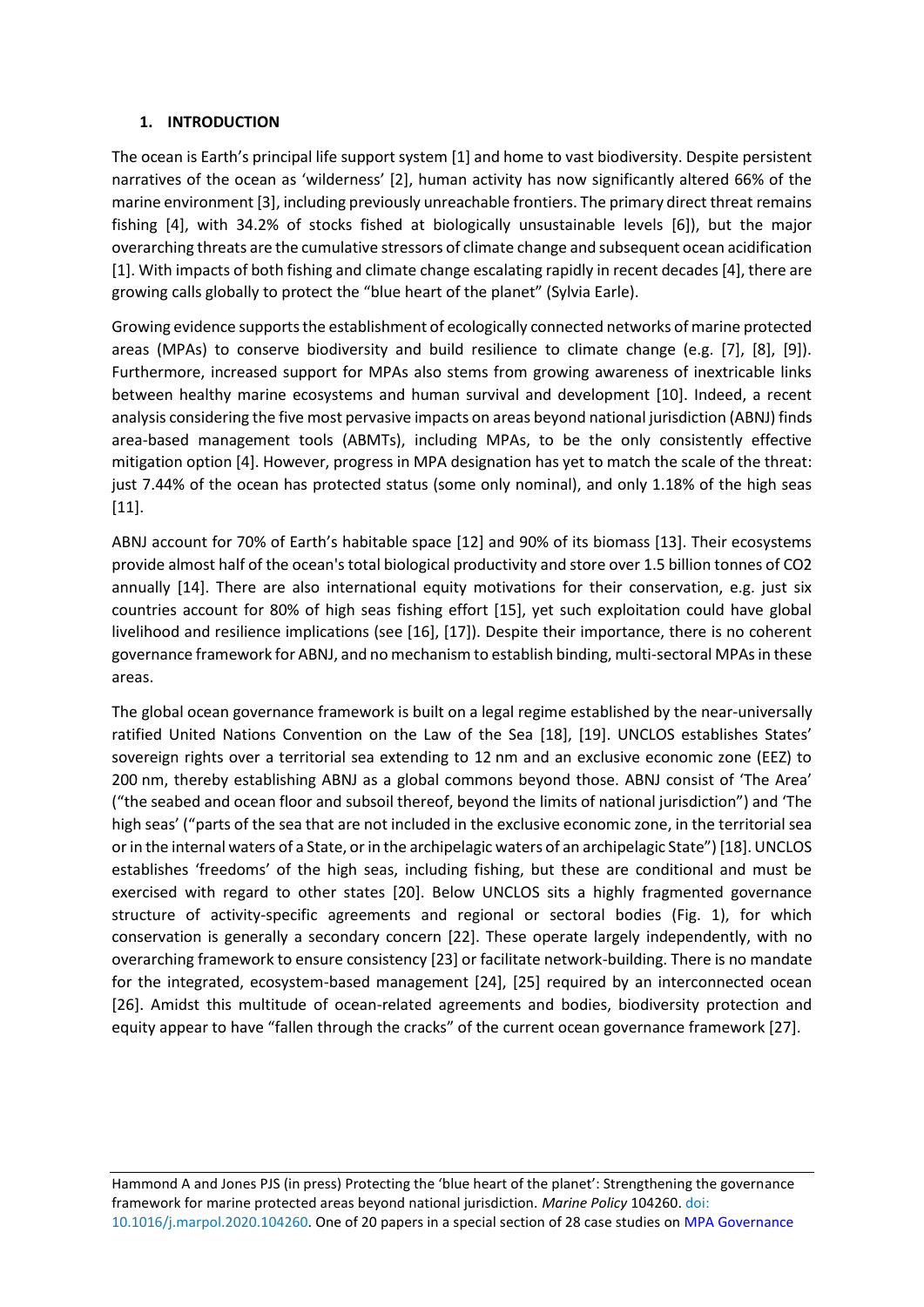## 1. INTRODUCTION

The ocean is Earth's principal life support system [1] and home to vast biodiversity. Despite persistent narratives of the ocean as 'wilderness' [2], human activity has now significantly altered 66% of the marine environment [3], including previously unreachable frontiers. The primary direct threat remains fishing [4], with 34.2% of stocks fished at biologically unsustainable levels [6]), but the major overarching threats are the cumulative stressors of climate change and subsequent ocean acidification [1]. With impacts of both fishing and climate change escalating rapidly in recent decades [4], there are growing calls globally to protect the "blue heart of the planet" (Sylvia Earle).

Growing evidence supports the establishment of ecologically connected networks of marine protected areas (MPAs) to conserve biodiversity and build resilience to climate change (e.g. [7], [8], [9]). Furthermore, increased support for MPAs also stems from growing awareness of inextricable links between healthy marine ecosystems and human survival and development [10]. Indeed, a recent analysis considering the five most pervasive impacts on areas beyond national jurisdiction (ABNJ) finds area-based management tools (ABMTs), including MPAs, to be the only consistently effective mitigation option [4]. However, progress in MPA designation has yet to match the scale of the threat: just 7.44% of the ocean has protected status (some only nominal), and only 1.18% of the high seas [11].

ABNJ account for 70% of Earth's habitable space [12] and 90% of its biomass [13]. Their ecosystems provide almost half of the ocean's total biological productivity and store over 1.5 billion tonnes of $CO_2$ annually [14]. There are also international equity motivations for their conservation, e.g. just six countries account for 80% of high seas fishing effort [15], yet such exploitation could have global livelihood and resilience implications (see [16], [17]). Despite their importance, there is no coherent governance framework for ABNJ, and no mechanism to establish binding, multi-sectoral MPAs in these areas.

The global ocean governance framework is built on a legal regime established by the near-universally ratified United Nations Convention on the Law of the Sea [18], [19]. UNCLOS establishes States' sovereign rights over a territorial sea extending to 12 nm and an exclusive economic zone (EEZ) to 200 nm, thereby establishing ABNJ as a global commons beyond those. ABNJ consist of 'The Area' ("the seabed and ocean floor and subsoil thereof, beyond the limits of national jurisdiction") and 'The high seas' ("parts of the sea that are not included in the exclusive economic zone, in the territorial sea or in the internal waters of a State, or in the archipelagic waters of an archipelagic State") [18]. UNCLOS establishes 'freedoms' of the high seas, including fishing, but these are conditional and must be exercised with regard to other states [20]. Below UNCLOS sits a highly fragmented governance structure of activity-specific agreements and regional or sectoral bodies (Fig. 1), for which conservation is generally a secondary concern [22]. These operate largely independently, with no overarching framework to ensure consistency [23] or facilitate network-building. There is no mandate for the integrated, ecosystem-based management [24], [25] required by an interconnected ocean [26]. Amidst this multitude of ocean-related agreements and bodies, biodiversity protection and equity appear to have "fallen through the cracks" of the current ocean governance framework [27].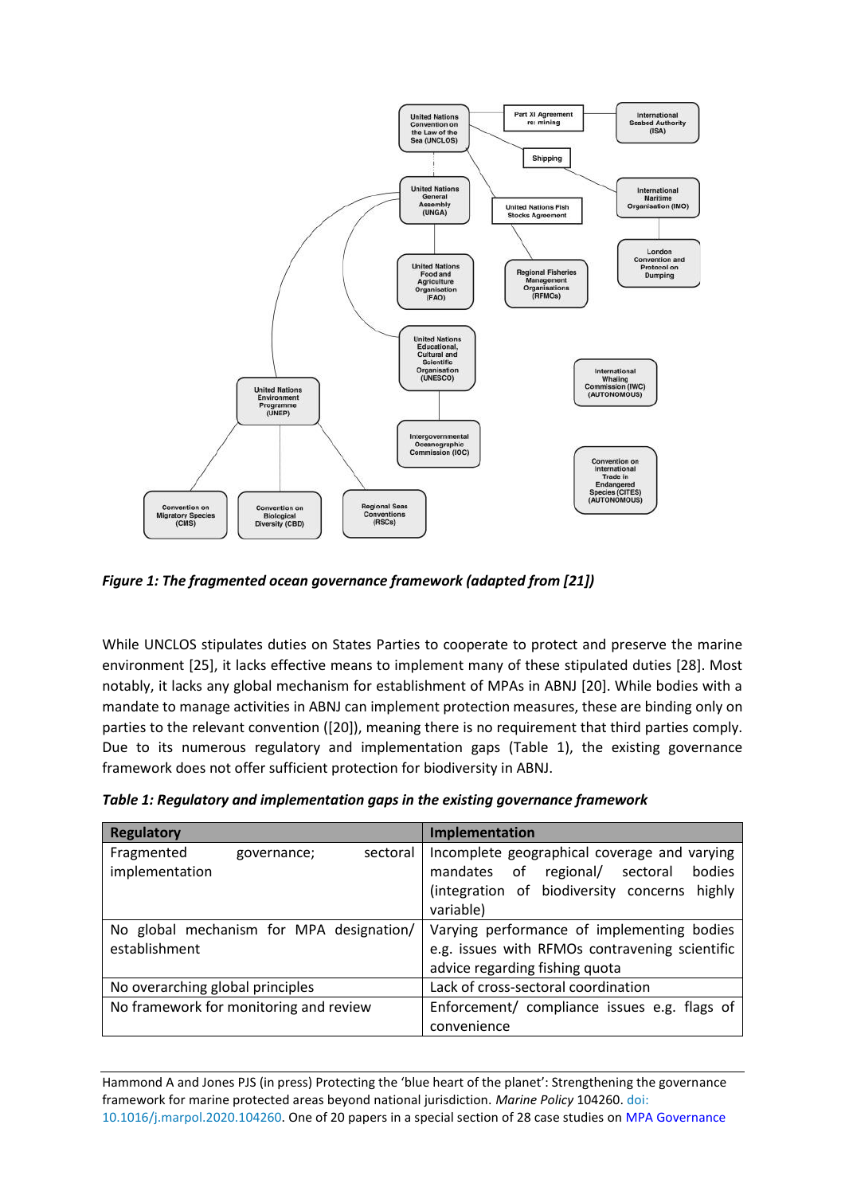*Figure 1: The fragmented ocean governance framework (adapted from [21])*

While UNCLOS stipulates duties on States Parties to cooperate to protect and preserve the marine environment [25], it lacks effective means to implement many of these stipulated duties [28]. Most notably, it lacks any global mechanism for establishment of MPAs in ABNJ [20]. While bodies with a mandate to manage activities in ABNJ can implement protection measures, these are binding only on parties to the relevant convention ([20]), meaning there is no requirement that third parties comply. Due to its numerous regulatory and implementation gaps (Table 1), the existing governance framework does not offer sufficient protection for biodiversity in ABNJ.

*Table 1: Regulatory and implementation gaps in the existing governance framework*

| Regulatory | Implementation |
|---|---|
| Fragmented governance; sectoral implementation | Incomplete geographical coverage and varying mandates of regional/ sectoral bodies (integration of biodiversity concerns highly variable) |
| No global mechanism for MPA designation/ establishment | Varying performance of implementing bodies e.g. issues with RFMOs contravening scientific advice regarding fishing quota |
| No overarching global principles | Lack of cross-sectoral coordination |
| No framework for monitoring and review | Enforcement/ compliance issues e.g. flags of convenience |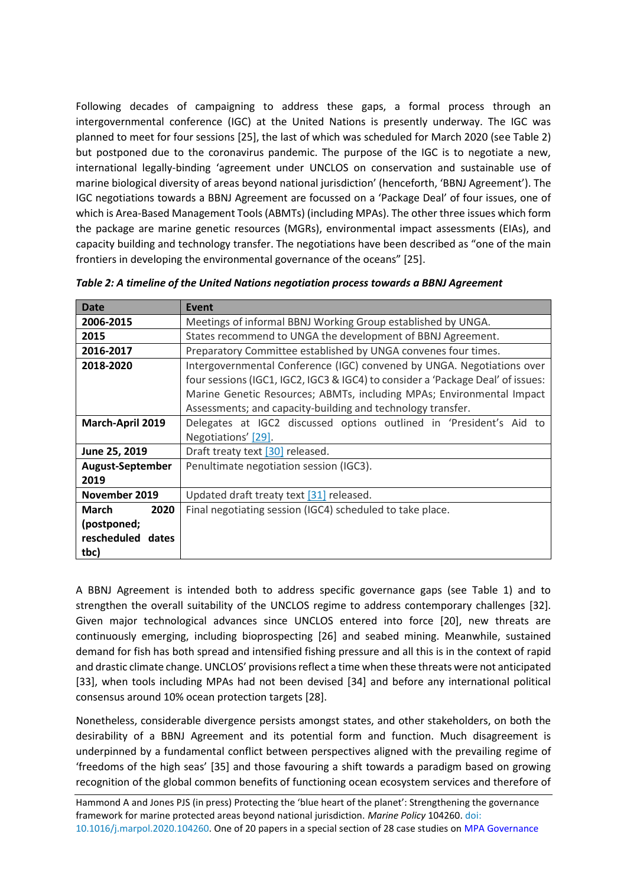Following decades of campaigning to address these gaps, a formal process through an intergovernmental conference (IGC) at the United Nations is presently underway. The IGC was planned to meet for four sessions [25], the last of which was scheduled for March 2020 (see Table 2) but postponed due to the coronavirus pandemic. The purpose of the IGC is to negotiate a new, international legally-binding 'agreement under UNCLOS on conservation and sustainable use of marine biological diversity of areas beyond national jurisdiction' (henceforth, 'BBNJ Agreement'). The IGC negotiations towards a BBNJ Agreement are focussed on a 'Package Deal' of four issues, one of which is Area-Based Management Tools (ABMTs) (including MPAs). The other three issues which form the package are marine genetic resources (MGRs), environmental impact assessments (EIAs), and capacity building and technology transfer. The negotiations have been described as "one of the main frontiers in developing the environmental governance of the oceans" [25].

***Table 2: A timeline of the United Nations negotiation process towards a BBNJ Agreement***

| Date | Event |
|---|---|
| **2006-2015** | Meetings of informal BBNJ Working Group established by UNGA. |
| **2015** | States recommend to UNGA the development of BBNJ Agreement. |
| **2016-2017** | Preparatory Committee established by UNGA convenes four times. |
| **2018-2020** | Intergovernmental Conference (IGC) convened by UNGA. Negotiations over four sessions (IGC1, IGC2, IGC3 & IGC4) to consider a 'Package Deal' of issues: Marine Genetic Resources; ABMTs, including MPAs; Environmental Impact Assessments; and capacity-building and technology transfer. |
| **March-April 2019** | Delegates at IGC2 discussed options outlined in 'President's Aid to Negotiations' [29]. |
| **June 25, 2019** | Draft treaty text [30] released. |
| **August-September 2019** | Penultimate negotiation session (IGC3). |
| **November 2019** | Updated draft treaty text [31] released. |
| **March 2020 (postponed; rescheduled dates tbc)** | Final negotiating session (IGC4) scheduled to take place. |

A BBNJ Agreement is intended both to address specific governance gaps (see Table 1) and to strengthen the overall suitability of the UNCLOS regime to address contemporary challenges [32]. Given major technological advances since UNCLOS entered into force [20], new threats are continuously emerging, including bioprospecting [26] and seabed mining. Meanwhile, sustained demand for fish has both spread and intensified fishing pressure and all this is in the context of rapid and drastic climate change. UNCLOS' provisions reflect a time when these threats were not anticipated [33], when tools including MPAs had not been devised [34] and before any international political consensus around 10% ocean protection targets [28].

Nonetheless, considerable divergence persists amongst states, and other stakeholders, on both the desirability of a BBNJ Agreement and its potential form and function. Much disagreement is underpinned by a fundamental conflict between perspectives aligned with the prevailing regime of 'freedoms of the high seas' [35] and those favouring a shift towards a paradigm based on growing recognition of the global common benefits of functioning ocean ecosystem services and therefore of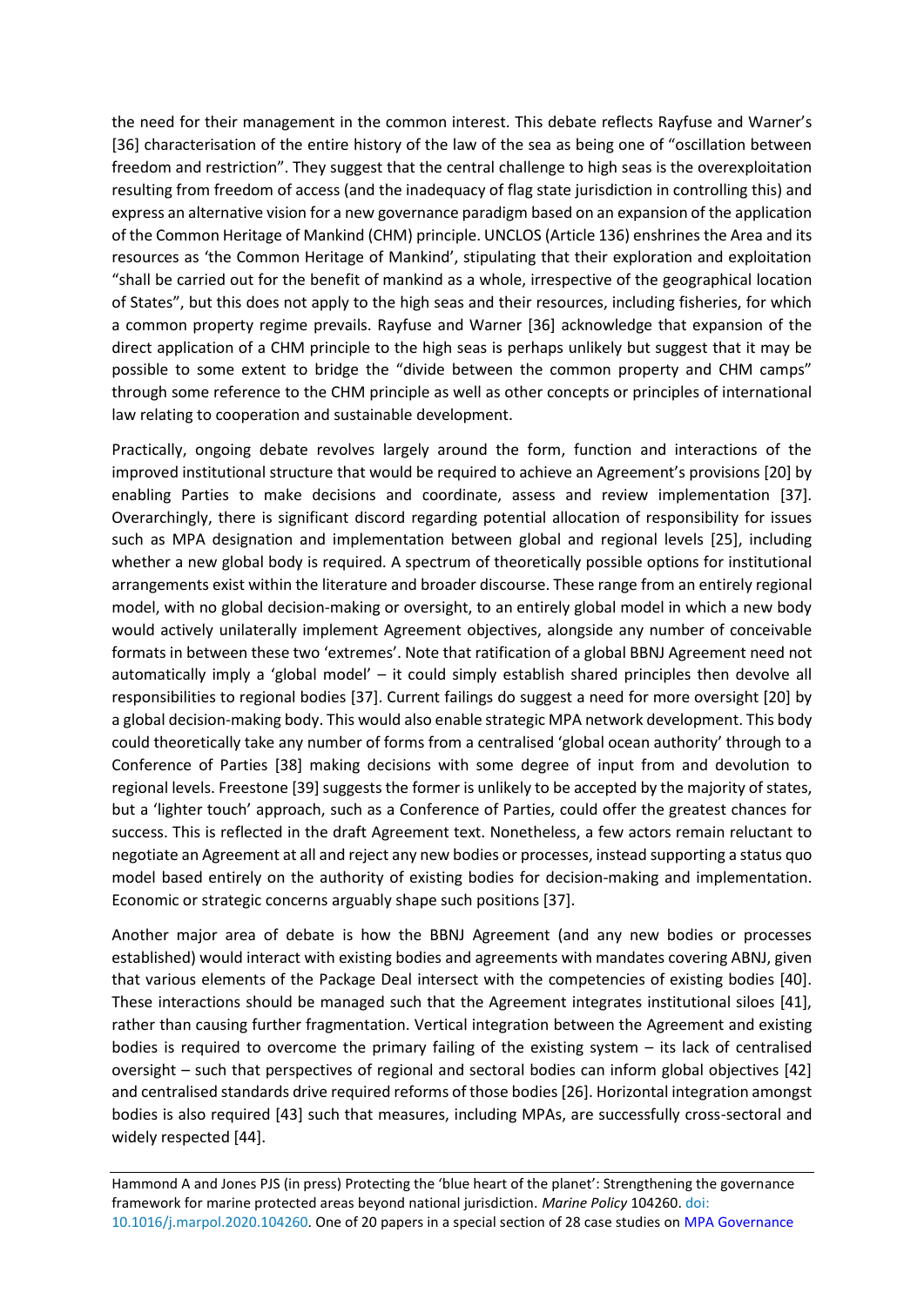the need for their management in the common interest. This debate reflects Rayfuse and Warner's [36] characterisation of the entire history of the law of the sea as being one of "oscillation between freedom and restriction". They suggest that the central challenge to high seas is the overexploitation resulting from freedom of access (and the inadequacy of flag state jurisdiction in controlling this) and express an alternative vision for a new governance paradigm based on an expansion of the application of the Common Heritage of Mankind (CHM) principle. UNCLOS (Article 136) enshrines the Area and its resources as 'the Common Heritage of Mankind', stipulating that their exploration and exploitation "shall be carried out for the benefit of mankind as a whole, irrespective of the geographical location of States", but this does not apply to the high seas and their resources, including fisheries, for which a common property regime prevails. Rayfuse and Warner [36] acknowledge that expansion of the direct application of a CHM principle to the high seas is perhaps unlikely but suggest that it may be possible to some extent to bridge the "divide between the common property and CHM camps" through some reference to the CHM principle as well as other concepts or principles of international law relating to cooperation and sustainable development.

Practically, ongoing debate revolves largely around the form, function and interactions of the improved institutional structure that would be required to achieve an Agreement's provisions [20] by enabling Parties to make decisions and coordinate, assess and review implementation [37]. Overarchingly, there is significant discord regarding potential allocation of responsibility for issues such as MPA designation and implementation between global and regional levels [25], including whether a new global body is required. A spectrum of theoretically possible options for institutional arrangements exist within the literature and broader discourse. These range from an entirely regional model, with no global decision-making or oversight, to an entirely global model in which a new body would actively unilaterally implement Agreement objectives, alongside any number of conceivable formats in between these two 'extremes'. Note that ratification of a global BBNJ Agreement need not automatically imply a 'global model' – it could simply establish shared principles then devolve all responsibilities to regional bodies [37]. Current failings do suggest a need for more oversight [20] by a global decision-making body. This would also enable strategic MPA network development. This body could theoretically take any number of forms from a centralised 'global ocean authority' through to a Conference of Parties [38] making decisions with some degree of input from and devolution to regional levels. Freestone [39] suggests the former is unlikely to be accepted by the majority of states, but a 'lighter touch' approach, such as a Conference of Parties, could offer the greatest chances for success. This is reflected in the draft Agreement text. Nonetheless, a few actors remain reluctant to negotiate an Agreement at all and reject any new bodies or processes, instead supporting a status quo model based entirely on the authority of existing bodies for decision-making and implementation. Economic or strategic concerns arguably shape such positions [37].

Another major area of debate is how the BBNJ Agreement (and any new bodies or processes established) would interact with existing bodies and agreements with mandates covering ABNJ, given that various elements of the Package Deal intersect with the competencies of existing bodies [40]. These interactions should be managed such that the Agreement integrates institutional siloes [41], rather than causing further fragmentation. Vertical integration between the Agreement and existing bodies is required to overcome the primary failing of the existing system – its lack of centralised oversight – such that perspectives of regional and sectoral bodies can inform global objectives [42] and centralised standards drive required reforms of those bodies [26]. Horizontal integration amongst bodies is also required [43] such that measures, including MPAs, are successfully cross-sectoral and widely respected [44].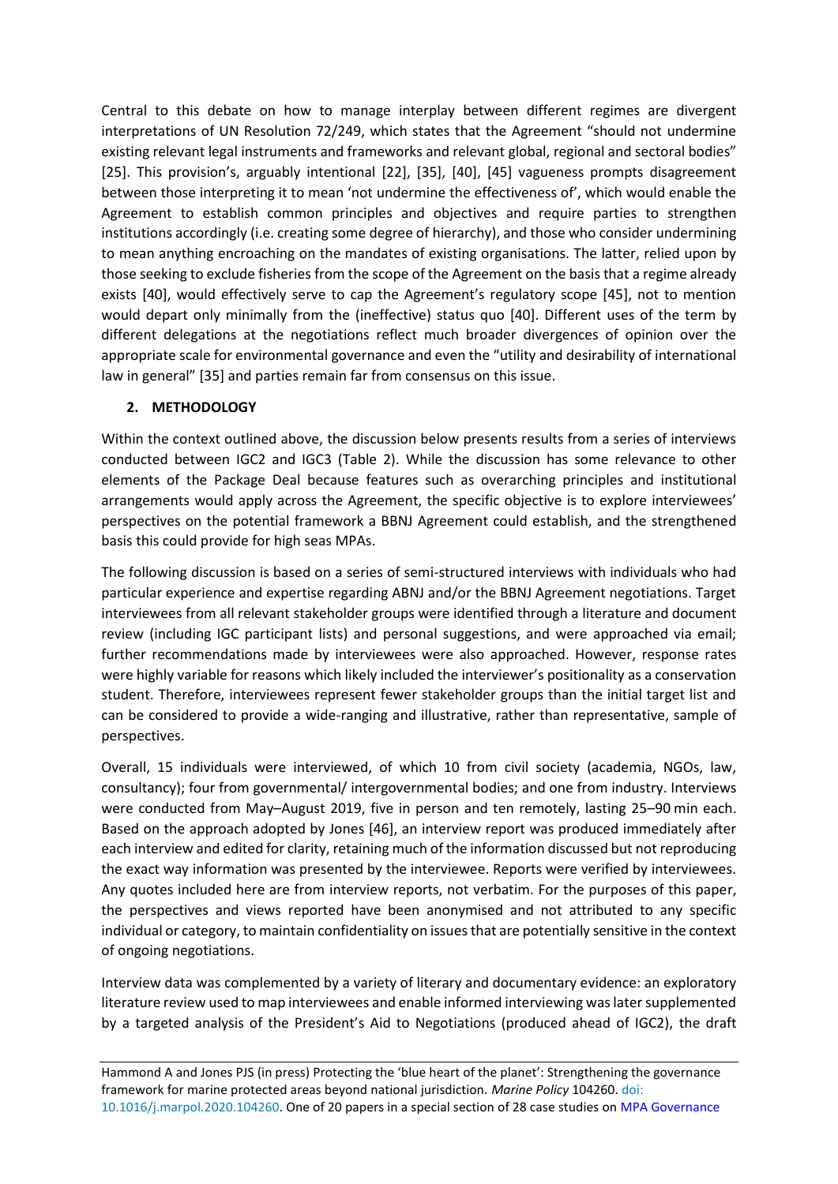Central to this debate on how to manage interplay between different regimes are divergent interpretations of UN Resolution 72/249, which states that the Agreement "should not undermine existing relevant legal instruments and frameworks and relevant global, regional and sectoral bodies" [25]. This provision's, arguably intentional [22], [35], [40], [45] vagueness prompts disagreement between those interpreting it to mean 'not undermine the effectiveness of', which would enable the Agreement to establish common principles and objectives and require parties to strengthen institutions accordingly (i.e. creating some degree of hierarchy), and those who consider undermining to mean anything encroaching on the mandates of existing organisations. The latter, relied upon by those seeking to exclude fisheries from the scope of the Agreement on the basis that a regime already exists [40], would effectively serve to cap the Agreement's regulatory scope [45], not to mention would depart only minimally from the (ineffective) status quo [40]. Different uses of the term by different delegations at the negotiations reflect much broader divergences of opinion over the appropriate scale for environmental governance and even the "utility and desirability of international law in general" [35] and parties remain far from consensus on this issue.

## 2. METHODOLOGY

Within the context outlined above, the discussion below presents results from a series of interviews conducted between IGC2 and IGC3 (Table 2). While the discussion has some relevance to other elements of the Package Deal because features such as overarching principles and institutional arrangements would apply across the Agreement, the specific objective is to explore interviewees' perspectives on the potential framework a BBNJ Agreement could establish, and the strengthened basis this could provide for high seas MPAs.

The following discussion is based on a series of semi-structured interviews with individuals who had particular experience and expertise regarding ABNJ and/or the BBNJ Agreement negotiations. Target interviewees from all relevant stakeholder groups were identified through a literature and document review (including IGC participant lists) and personal suggestions, and were approached via email; further recommendations made by interviewees were also approached. However, response rates were highly variable for reasons which likely included the interviewer's positionality as a conservation student. Therefore, interviewees represent fewer stakeholder groups than the initial target list and can be considered to provide a wide-ranging and illustrative, rather than representative, sample of perspectives.

Overall, 15 individuals were interviewed, of which 10 from civil society (academia, NGOs, law, consultancy); four from governmental/ intergovernmental bodies; and one from industry. Interviews were conducted from May–August 2019, five in person and ten remotely, lasting 25–90 min each. Based on the approach adopted by Jones [46], an interview report was produced immediately after each interview and edited for clarity, retaining much of the information discussed but not reproducing the exact way information was presented by the interviewee. Reports were verified by interviewees. Any quotes included here are from interview reports, not verbatim. For the purposes of this paper, the perspectives and views reported have been anonymised and not attributed to any specific individual or category, to maintain confidentiality on issues that are potentially sensitive in the context of ongoing negotiations.

Interview data was complemented by a variety of literary and documentary evidence: an exploratory literature review used to map interviewees and enable informed interviewing was later supplemented by a targeted analysis of the President's Aid to Negotiations (produced ahead of IGC2), the draft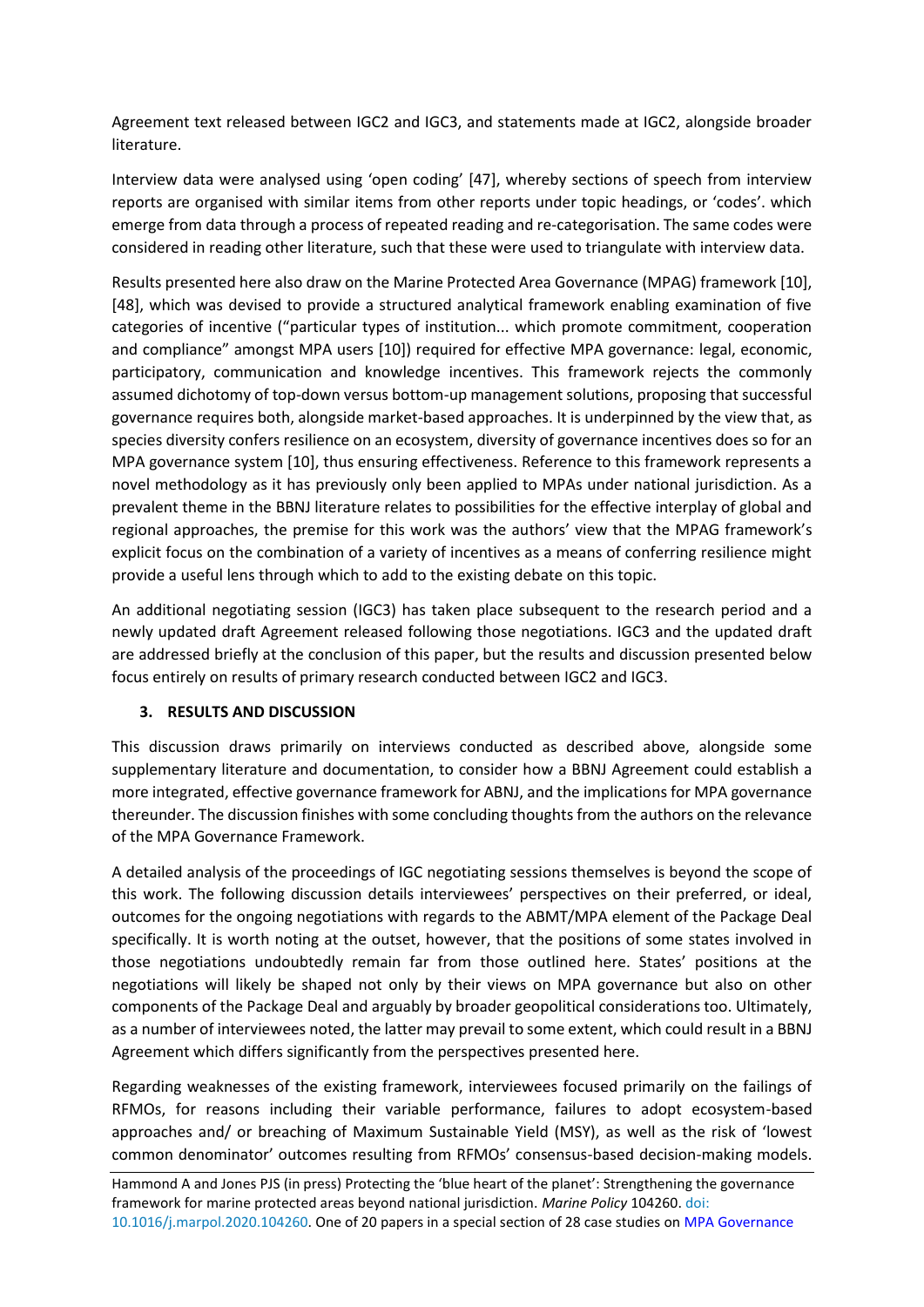Agreement text released between IGC2 and IGC3, and statements made at IGC2, alongside broader literature.

Interview data were analysed using 'open coding' [47], whereby sections of speech from interview reports are organised with similar items from other reports under topic headings, or 'codes'. which emerge from data through a process of repeated reading and re-categorisation. The same codes were considered in reading other literature, such that these were used to triangulate with interview data.

Results presented here also draw on the Marine Protected Area Governance (MPAG) framework [10], [48], which was devised to provide a structured analytical framework enabling examination of five categories of incentive ("particular types of institution... which promote commitment, cooperation and compliance" amongst MPA users [10]) required for effective MPA governance: legal, economic, participatory, communication and knowledge incentives. This framework rejects the commonly assumed dichotomy of top-down versus bottom-up management solutions, proposing that successful governance requires both, alongside market-based approaches. It is underpinned by the view that, as species diversity confers resilience on an ecosystem, diversity of governance incentives does so for an MPA governance system [10], thus ensuring effectiveness. Reference to this framework represents a novel methodology as it has previously only been applied to MPAs under national jurisdiction. As a prevalent theme in the BBNJ literature relates to possibilities for the effective interplay of global and regional approaches, the premise for this work was the authors' view that the MPAG framework's explicit focus on the combination of a variety of incentives as a means of conferring resilience might provide a useful lens through which to add to the existing debate on this topic.

An additional negotiating session (IGC3) has taken place subsequent to the research period and a newly updated draft Agreement released following those negotiations. IGC3 and the updated draft are addressed briefly at the conclusion of this paper, but the results and discussion presented below focus entirely on results of primary research conducted between IGC2 and IGC3.

## 3. RESULTS AND DISCUSSION

This discussion draws primarily on interviews conducted as described above, alongside some supplementary literature and documentation, to consider how a BBNJ Agreement could establish a more integrated, effective governance framework for ABNJ, and the implications for MPA governance thereunder. The discussion finishes with some concluding thoughts from the authors on the relevance of the MPA Governance Framework.

A detailed analysis of the proceedings of IGC negotiating sessions themselves is beyond the scope of this work. The following discussion details interviewees' perspectives on their preferred, or ideal, outcomes for the ongoing negotiations with regards to the ABMT/MPA element of the Package Deal specifically. It is worth noting at the outset, however, that the positions of some states involved in those negotiations undoubtedly remain far from those outlined here. States' positions at the negotiations will likely be shaped not only by their views on MPA governance but also on other components of the Package Deal and arguably by broader geopolitical considerations too. Ultimately, as a number of interviewees noted, the latter may prevail to some extent, which could result in a BBNJ Agreement which differs significantly from the perspectives presented here.

Regarding weaknesses of the existing framework, interviewees focused primarily on the failings of RFMOs, for reasons including their variable performance, failures to adopt ecosystem-based approaches and/ or breaching of Maximum Sustainable Yield (MSY), as well as the risk of 'lowest common denominator' outcomes resulting from RFMOs' consensus-based decision-making models.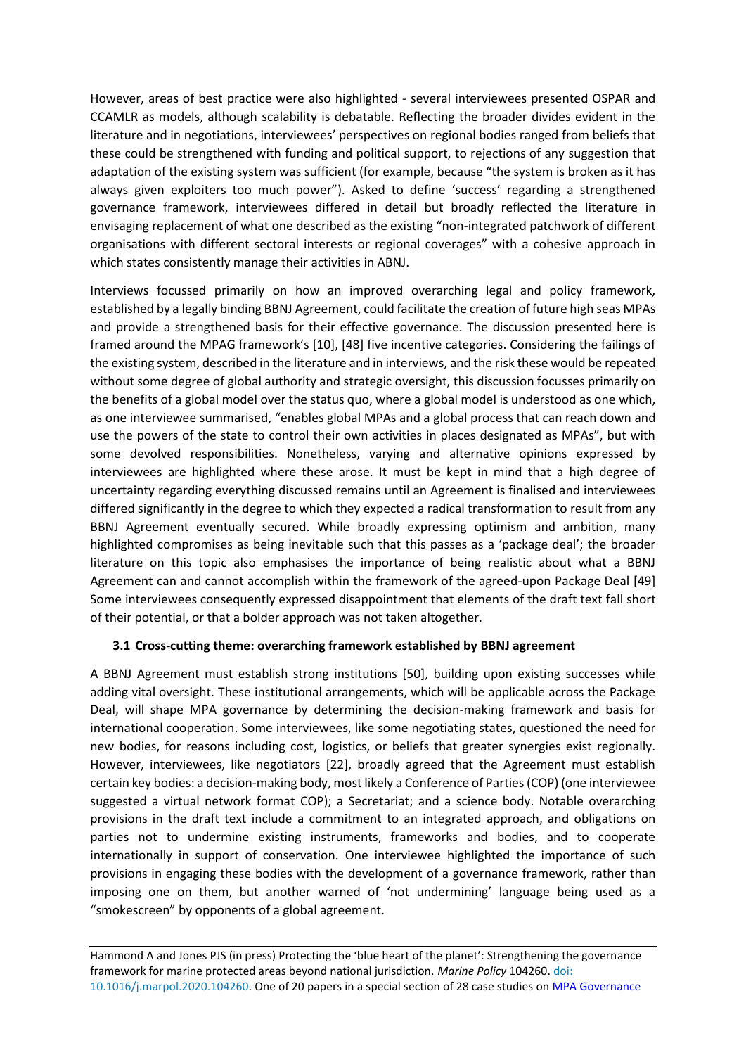However, areas of best practice were also highlighted - several interviewees presented OSPAR and CCAMLR as models, although scalability is debatable. Reflecting the broader divides evident in the literature and in negotiations, interviewees' perspectives on regional bodies ranged from beliefs that these could be strengthened with funding and political support, to rejections of any suggestion that adaptation of the existing system was sufficient (for example, because "the system is broken as it has always given exploiters too much power"). Asked to define 'success' regarding a strengthened governance framework, interviewees differed in detail but broadly reflected the literature in envisaging replacement of what one described as the existing "non-integrated patchwork of different organisations with different sectoral interests or regional coverages" with a cohesive approach in which states consistently manage their activities in ABNJ.

Interviews focussed primarily on how an improved overarching legal and policy framework, established by a legally binding BBNJ Agreement, could facilitate the creation of future high seas MPAs and provide a strengthened basis for their effective governance. The discussion presented here is framed around the MPAG framework's [10], [48] five incentive categories. Considering the failings of the existing system, described in the literature and in interviews, and the risk these would be repeated without some degree of global authority and strategic oversight, this discussion focusses primarily on the benefits of a global model over the status quo, where a global model is understood as one which, as one interviewee summarised, "enables global MPAs and a global process that can reach down and use the powers of the state to control their own activities in places designated as MPAs", but with some devolved responsibilities. Nonetheless, varying and alternative opinions expressed by interviewees are highlighted where these arose. It must be kept in mind that a high degree of uncertainty regarding everything discussed remains until an Agreement is finalised and interviewees differed significantly in the degree to which they expected a radical transformation to result from any BBNJ Agreement eventually secured. While broadly expressing optimism and ambition, many highlighted compromises as being inevitable such that this passes as a 'package deal'; the broader literature on this topic also emphasises the importance of being realistic about what a BBNJ Agreement can and cannot accomplish within the framework of the agreed-upon Package Deal [49] Some interviewees consequently expressed disappointment that elements of the draft text fall short of their potential, or that a bolder approach was not taken altogether.

### 3.1 Cross-cutting theme: overarching framework established by BBNJ agreement

A BBNJ Agreement must establish strong institutions [50], building upon existing successes while adding vital oversight. These institutional arrangements, which will be applicable across the Package Deal, will shape MPA governance by determining the decision-making framework and basis for international cooperation. Some interviewees, like some negotiating states, questioned the need for new bodies, for reasons including cost, logistics, or beliefs that greater synergies exist regionally. However, interviewees, like negotiators [22], broadly agreed that the Agreement must establish certain key bodies: a decision-making body, most likely a Conference of Parties (COP) (one interviewee suggested a virtual network format COP); a Secretariat; and a science body. Notable overarching provisions in the draft text include a commitment to an integrated approach, and obligations on parties not to undermine existing instruments, frameworks and bodies, and to cooperate internationally in support of conservation. One interviewee highlighted the importance of such provisions in engaging these bodies with the development of a governance framework, rather than imposing one on them, but another warned of 'not undermining' language being used as a "smokescreen" by opponents of a global agreement.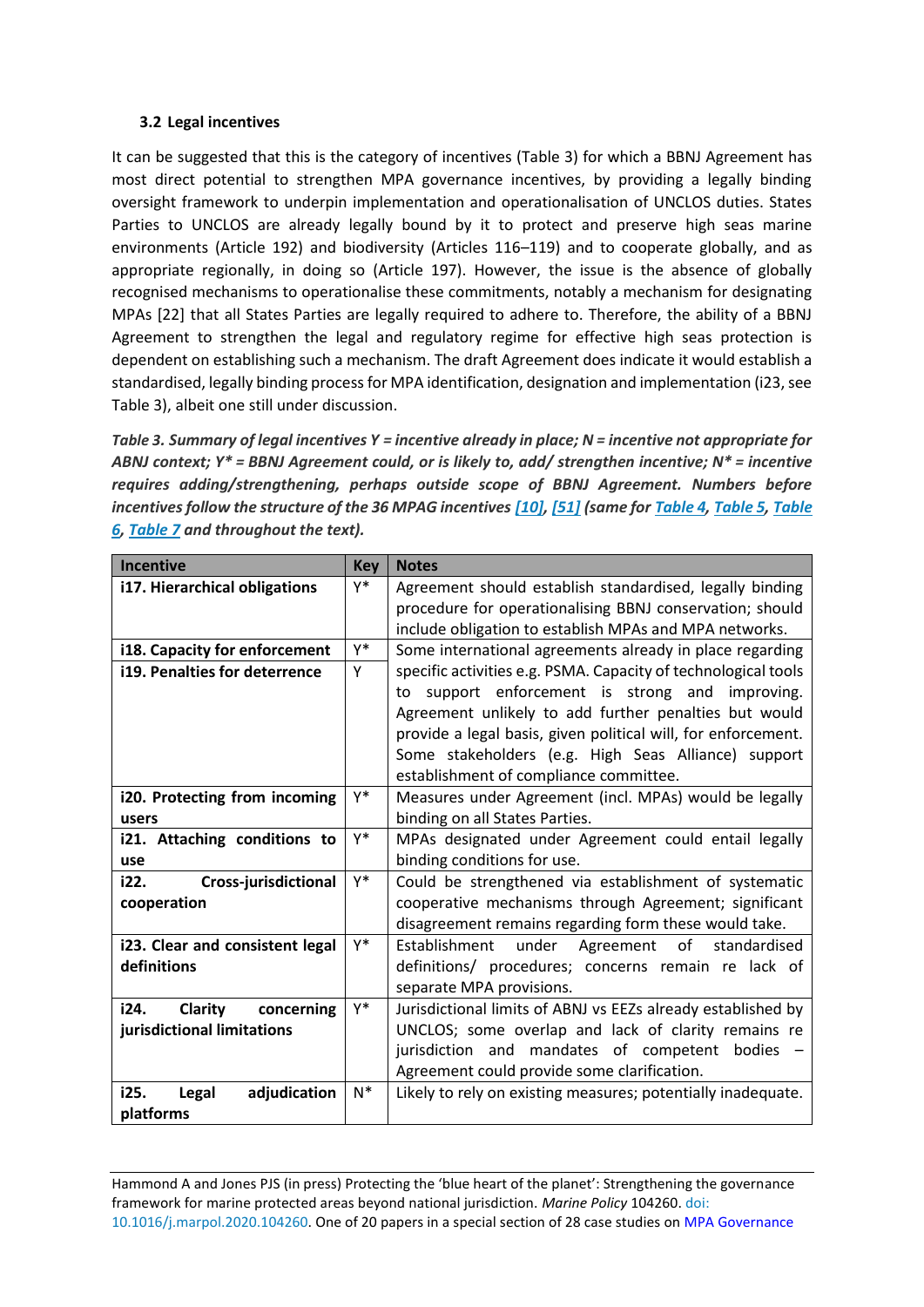### 3.2 Legal incentives

It can be suggested that this is the category of incentives (Table 3) for which a BBNJ Agreement has most direct potential to strengthen MPA governance incentives, by providing a legally binding oversight framework to underpin implementation and operationalisation of UNCLOS duties. States Parties to UNCLOS are already legally bound by it to protect and preserve high seas marine environments (Article 192) and biodiversity (Articles 116–119) and to cooperate globally, and as appropriate regionally, in doing so (Article 197). However, the issue is the absence of globally recognised mechanisms to operationalise these commitments, notably a mechanism for designating MPAs [22] that all States Parties are legally required to adhere to. Therefore, the ability of a BBNJ Agreement to strengthen the legal and regulatory regime for effective high seas protection is dependent on establishing such a mechanism. The draft Agreement does indicate it would establish a standardised, legally binding process for MPA identification, designation and implementation (i23, see Table 3), albeit one still under discussion.

***Table 3. Summary of legal incentives Y = incentive already in place; N = incentive not appropriate for ABNJ context; Y\* = BBNJ Agreement could, or is likely to, add/ strengthen incentive; N\* = incentive requires adding/strengthening, perhaps outside scope of BBNJ Agreement. Numbers before incentives follow the structure of the 36 MPAG incentives [10], [51] (same for Table 4, Table 5, Table 6, Table 7 and throughout the text).***

| Incentive | Key | Notes |
|---|---|---|
| **i17. Hierarchical obligations** | Y* | Agreement should establish standardised, legally binding procedure for operationalising BBNJ conservation; should include obligation to establish MPAs and MPA networks. |
| **i18. Capacity for enforcement** | Y* | Some international agreements already in place regarding specific activities e.g. PSMA. Capacity of technological tools to support enforcement is strong and improving. Agreement unlikely to add further penalties but would provide a legal basis, given political will, for enforcement. Some stakeholders (e.g. High Seas Alliance) support establishment of compliance committee. |
| **i19. Penalties for deterrence** | Y | |
| **i20. Protecting from incoming users** | Y* | Measures under Agreement (incl. MPAs) would be legally binding on all States Parties. |
| **i21. Attaching conditions to use** | Y* | MPAs designated under Agreement could entail legally binding conditions for use. |
| **i22. Cross-jurisdictional cooperation** | Y* | Could be strengthened via establishment of systematic cooperative mechanisms through Agreement; significant disagreement remains regarding form these would take. |
| **i23. Clear and consistent legal definitions** | Y* | Establishment under Agreement of standardised definitions/ procedures; concerns remain re lack of separate MPA provisions. |
| **i24. Clarity concerning jurisdictional limitations** | Y* | Jurisdictional limits of ABNJ vs EEZs already established by UNCLOS; some overlap and lack of clarity remains re jurisdiction and mandates of competent bodies – Agreement could provide some clarification. |
| **i25. Legal adjudication platforms** | N* | Likely to rely on existing measures; potentially inadequate. |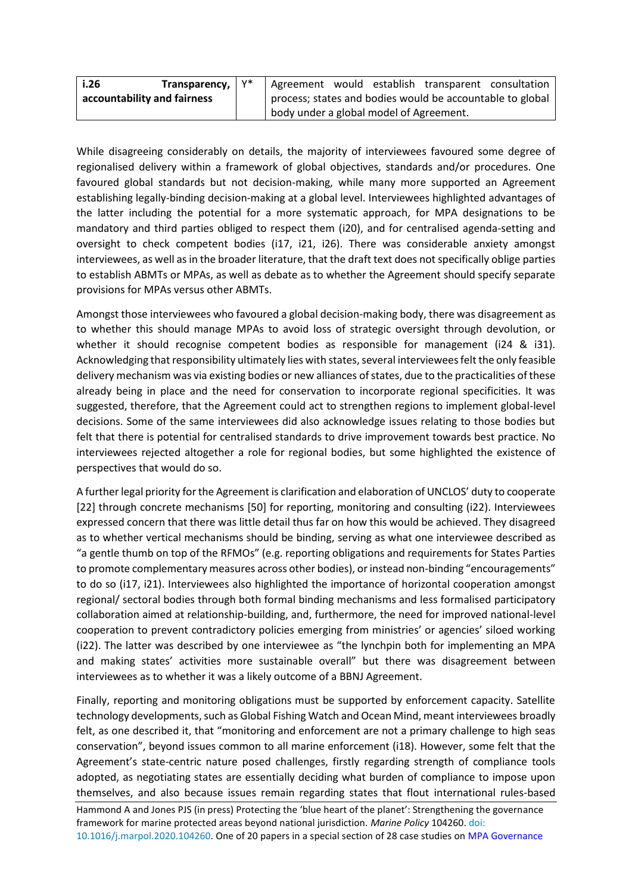| **i.26 Transparency, accountability and fairness** | Y* | Agreement would establish transparent consultation process; states and bodies would be accountable to global body under a global model of Agreement. |
|---|---|---|

While disagreeing considerably on details, the majority of interviewees favoured some degree of regionalised delivery within a framework of global objectives, standards and/or procedures. One favoured global standards but not decision-making, while many more supported an Agreement establishing legally-binding decision-making at a global level. Interviewees highlighted advantages of the latter including the potential for a more systematic approach, for MPA designations to be mandatory and third parties obliged to respect them (i20), and for centralised agenda-setting and oversight to check competent bodies (i17, i21, i26). There was considerable anxiety amongst interviewees, as well as in the broader literature, that the draft text does not specifically oblige parties to establish ABMTs or MPAs, as well as debate as to whether the Agreement should specify separate provisions for MPAs versus other ABMTs.

Amongst those interviewees who favoured a global decision-making body, there was disagreement as to whether this should manage MPAs to avoid loss of strategic oversight through devolution, or whether it should recognise competent bodies as responsible for management (i24 & i31). Acknowledging that responsibility ultimately lies with states, several interviewees felt the only feasible delivery mechanism was via existing bodies or new alliances of states, due to the practicalities of these already being in place and the need for conservation to incorporate regional specificities. It was suggested, therefore, that the Agreement could act to strengthen regions to implement global-level decisions. Some of the same interviewees did also acknowledge issues relating to those bodies but felt that there is potential for centralised standards to drive improvement towards best practice. No interviewees rejected altogether a role for regional bodies, but some highlighted the existence of perspectives that would do so.

A further legal priority for the Agreement is clarification and elaboration of UNCLOS' duty to cooperate [22] through concrete mechanisms [50] for reporting, monitoring and consulting (i22). Interviewees expressed concern that there was little detail thus far on how this would be achieved. They disagreed as to whether vertical mechanisms should be binding, serving as what one interviewee described as "a gentle thumb on top of the RFMOs" (e.g. reporting obligations and requirements for States Parties to promote complementary measures across other bodies), or instead non-binding "encouragements" to do so (i17, i21). Interviewees also highlighted the importance of horizontal cooperation amongst regional/ sectoral bodies through both formal binding mechanisms and less formalised participatory collaboration aimed at relationship-building, and, furthermore, the need for improved national-level cooperation to prevent contradictory policies emerging from ministries' or agencies' siloed working (i22). The latter was described by one interviewee as "the lynchpin both for implementing an MPA and making states' activities more sustainable overall" but there was disagreement between interviewees as to whether it was a likely outcome of a BBNJ Agreement.

Finally, reporting and monitoring obligations must be supported by enforcement capacity. Satellite technology developments, such as Global Fishing Watch and Ocean Mind, meant interviewees broadly felt, as one described it, that "monitoring and enforcement are not a primary challenge to high seas conservation", beyond issues common to all marine enforcement (i18). However, some felt that the Agreement's state-centric nature posed challenges, firstly regarding strength of compliance tools adopted, as negotiating states are essentially deciding what burden of compliance to impose upon themselves, and also because issues remain regarding states that flout international rules-based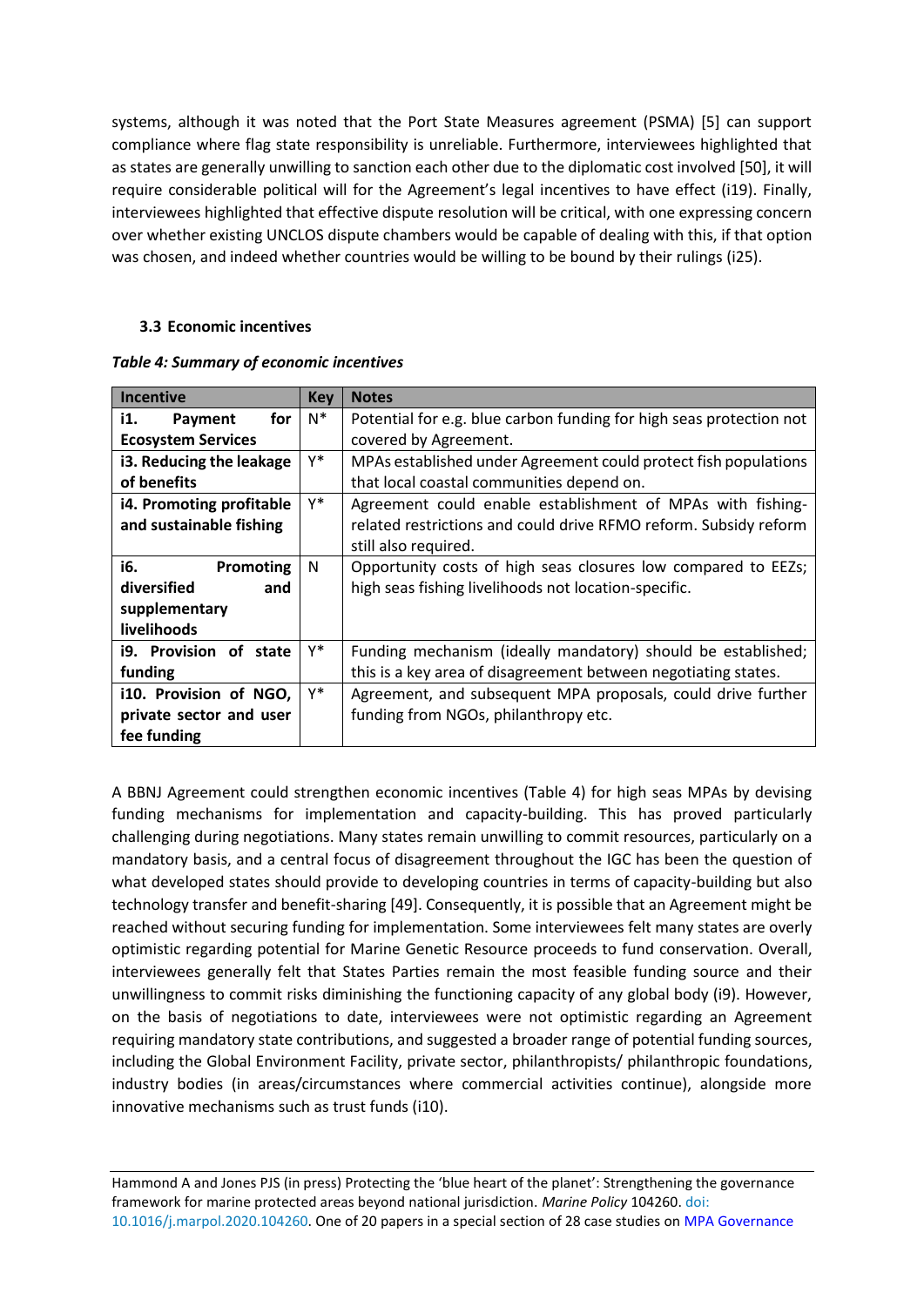systems, although it was noted that the Port State Measures agreement (PSMA) [5] can support compliance where flag state responsibility is unreliable. Furthermore, interviewees highlighted that as states are generally unwilling to sanction each other due to the diplomatic cost involved [50], it will require considerable political will for the Agreement's legal incentives to have effect (i19). Finally, interviewees highlighted that effective dispute resolution will be critical, with one expressing concern over whether existing UNCLOS dispute chambers would be capable of dealing with this, if that option was chosen, and indeed whether countries would be willing to be bound by their rulings (i25).

### 3.3 Economic incentives

***Table 4: Summary of economic incentives***

| Incentive | Key | Notes |
|---|---|---|
| **i1. Payment for Ecosystem Services** | N* | Potential for e.g. blue carbon funding for high seas protection not covered by Agreement. |
| **i3. Reducing the leakage of benefits** | Y* | MPAs established under Agreement could protect fish populations that local coastal communities depend on. |
| **i4. Promoting profitable and sustainable fishing** | Y* | Agreement could enable establishment of MPAs with fishing-related restrictions and could drive RFMO reform. Subsidy reform still also required. |
| **i6. Promoting diversified and supplementary livelihoods** | N | Opportunity costs of high seas closures low compared to EEZs; high seas fishing livelihoods not location-specific. |
| **i9. Provision of state funding** | Y* | Funding mechanism (ideally mandatory) should be established; this is a key area of disagreement between negotiating states. |
| **i10. Provision of NGO, private sector and user fee funding** | Y* | Agreement, and subsequent MPA proposals, could drive further funding from NGOs, philanthropy etc. |

A BBNJ Agreement could strengthen economic incentives (Table 4) for high seas MPAs by devising funding mechanisms for implementation and capacity-building. This has proved particularly challenging during negotiations. Many states remain unwilling to commit resources, particularly on a mandatory basis, and a central focus of disagreement throughout the IGC has been the question of what developed states should provide to developing countries in terms of capacity-building but also technology transfer and benefit-sharing [49]. Consequently, it is possible that an Agreement might be reached without securing funding for implementation. Some interviewees felt many states are overly optimistic regarding potential for Marine Genetic Resource proceeds to fund conservation. Overall, interviewees generally felt that States Parties remain the most feasible funding source and their unwillingness to commit risks diminishing the functioning capacity of any global body (i9). However, on the basis of negotiations to date, interviewees were not optimistic regarding an Agreement requiring mandatory state contributions, and suggested a broader range of potential funding sources, including the Global Environment Facility, private sector, philanthropists/ philanthropic foundations, industry bodies (in areas/circumstances where commercial activities continue), alongside more innovative mechanisms such as trust funds (i10).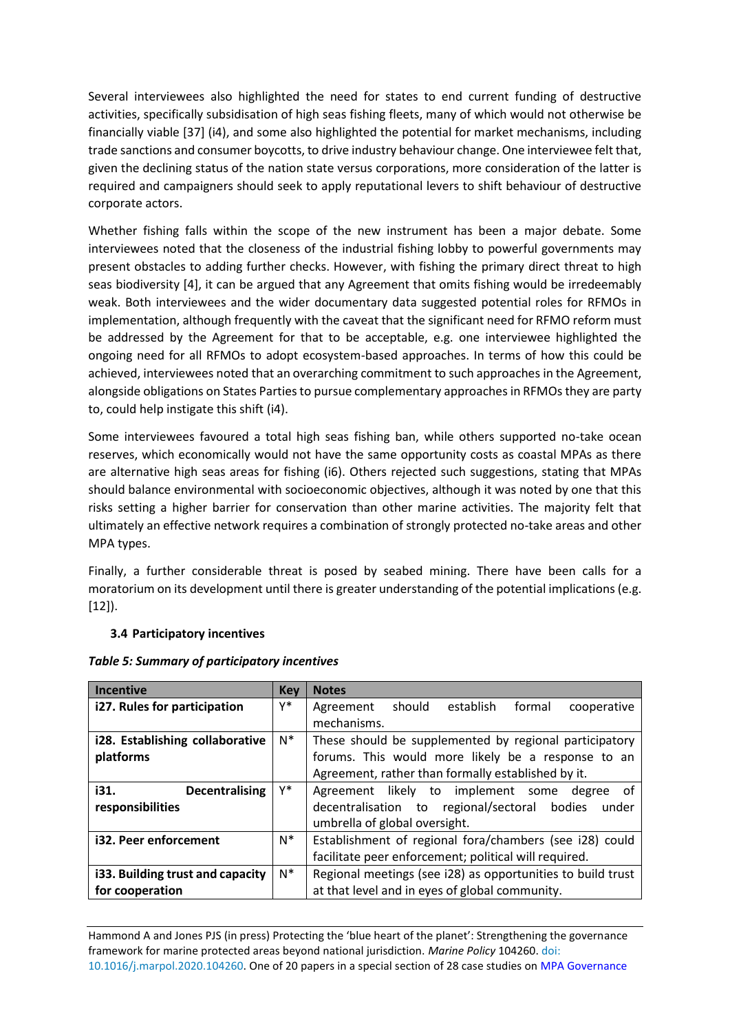Several interviewees also highlighted the need for states to end current funding of destructive activities, specifically subsidisation of high seas fishing fleets, many of which would not otherwise be financially viable [37] (i4), and some also highlighted the potential for market mechanisms, including trade sanctions and consumer boycotts, to drive industry behaviour change. One interviewee felt that, given the declining status of the nation state versus corporations, more consideration of the latter is required and campaigners should seek to apply reputational levers to shift behaviour of destructive corporate actors.

Whether fishing falls within the scope of the new instrument has been a major debate. Some interviewees noted that the closeness of the industrial fishing lobby to powerful governments may present obstacles to adding further checks. However, with fishing the primary direct threat to high seas biodiversity [4], it can be argued that any Agreement that omits fishing would be irredeemably weak. Both interviewees and the wider documentary data suggested potential roles for RFMOs in implementation, although frequently with the caveat that the significant need for RFMO reform must be addressed by the Agreement for that to be acceptable, e.g. one interviewee highlighted the ongoing need for all RFMOs to adopt ecosystem-based approaches. In terms of how this could be achieved, interviewees noted that an overarching commitment to such approaches in the Agreement, alongside obligations on States Parties to pursue complementary approaches in RFMOs they are party to, could help instigate this shift (i4).

Some interviewees favoured a total high seas fishing ban, while others supported no-take ocean reserves, which economically would not have the same opportunity costs as coastal MPAs as there are alternative high seas areas for fishing (i6). Others rejected such suggestions, stating that MPAs should balance environmental with socioeconomic objectives, although it was noted by one that this risks setting a higher barrier for conservation than other marine activities. The majority felt that ultimately an effective network requires a combination of strongly protected no-take areas and other MPA types.

Finally, a further considerable threat is posed by seabed mining. There have been calls for a moratorium on its development until there is greater understanding of the potential implications (e.g. [12]).

### 3.4 Participatory incentives

***Table 5: Summary of participatory incentives***

| Incentive | Key | Notes |
|---|---|---|
| **i27. Rules for participation** | Y* | Agreement should establish formal cooperative mechanisms. |
| **i28. Establishing collaborative platforms** | N* | These should be supplemented by regional participatory forums. This would more likely be a response to an Agreement, rather than formally established by it. |
| **i31. Decentralising responsibilities** | Y* | Agreement likely to implement some degree of decentralisation to regional/sectoral bodies under umbrella of global oversight. |
| **i32. Peer enforcement** | N* | Establishment of regional fora/chambers (see i28) could facilitate peer enforcement; political will required. |
| **i33. Building trust and capacity for cooperation** | N* | Regional meetings (see i28) as opportunities to build trust at that level and in eyes of global community. |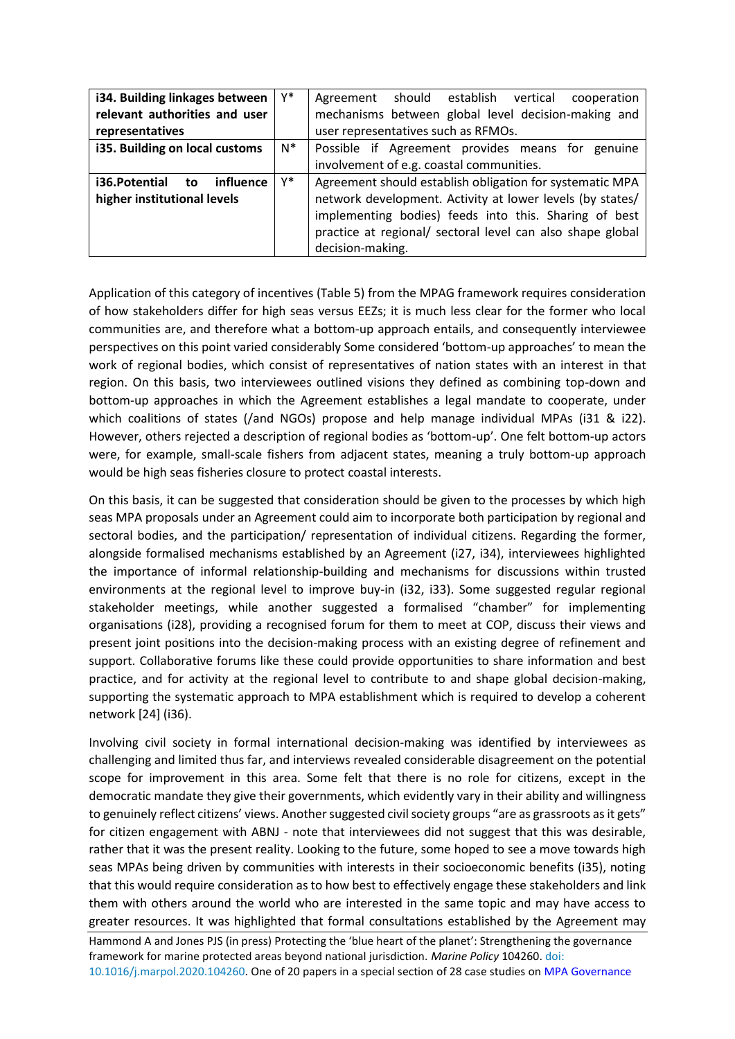| **i34. Building linkages between relevant authorities and user representatives** | Y* | Agreement should establish vertical cooperation mechanisms between global level decision-making and user representatives such as RFMOs. |
|---|---|---|
| **i35. Building on local customs** | N* | Possible if Agreement provides means for genuine involvement of e.g. coastal communities. |
| **i36.Potential to influence higher institutional levels** | Y* | Agreement should establish obligation for systematic MPA network development. Activity at lower levels (by states/ implementing bodies) feeds into this. Sharing of best practice at regional/ sectoral level can also shape global decision-making. |

Application of this category of incentives (Table 5) from the MPAG framework requires consideration of how stakeholders differ for high seas versus EEZs; it is much less clear for the former who local communities are, and therefore what a bottom-up approach entails, and consequently interviewee perspectives on this point varied considerably Some considered 'bottom-up approaches' to mean the work of regional bodies, which consist of representatives of nation states with an interest in that region. On this basis, two interviewees outlined visions they defined as combining top-down and bottom-up approaches in which the Agreement establishes a legal mandate to cooperate, under which coalitions of states (/and NGOs) propose and help manage individual MPAs (i31 & i22). However, others rejected a description of regional bodies as 'bottom-up'. One felt bottom-up actors were, for example, small-scale fishers from adjacent states, meaning a truly bottom-up approach would be high seas fisheries closure to protect coastal interests.

On this basis, it can be suggested that consideration should be given to the processes by which high seas MPA proposals under an Agreement could aim to incorporate both participation by regional and sectoral bodies, and the participation/ representation of individual citizens. Regarding the former, alongside formalised mechanisms established by an Agreement (i27, i34), interviewees highlighted the importance of informal relationship-building and mechanisms for discussions within trusted environments at the regional level to improve buy-in (i32, i33). Some suggested regular regional stakeholder meetings, while another suggested a formalised "chamber" for implementing organisations (i28), providing a recognised forum for them to meet at COP, discuss their views and present joint positions into the decision-making process with an existing degree of refinement and support. Collaborative forums like these could provide opportunities to share information and best practice, and for activity at the regional level to contribute to and shape global decision-making, supporting the systematic approach to MPA establishment which is required to develop a coherent network [24] (i36).

Involving civil society in formal international decision-making was identified by interviewees as challenging and limited thus far, and interviews revealed considerable disagreement on the potential scope for improvement in this area. Some felt that there is no role for citizens, except in the democratic mandate they give their governments, which evidently vary in their ability and willingness to genuinely reflect citizens' views. Another suggested civil society groups "are as grassroots as it gets" for citizen engagement with ABNJ - note that interviewees did not suggest that this was desirable, rather that it was the present reality. Looking to the future, some hoped to see a move towards high seas MPAs being driven by communities with interests in their socioeconomic benefits (i35), noting that this would require consideration as to how best to effectively engage these stakeholders and link them with others around the world who are interested in the same topic and may have access to greater resources. It was highlighted that formal consultations established by the Agreement may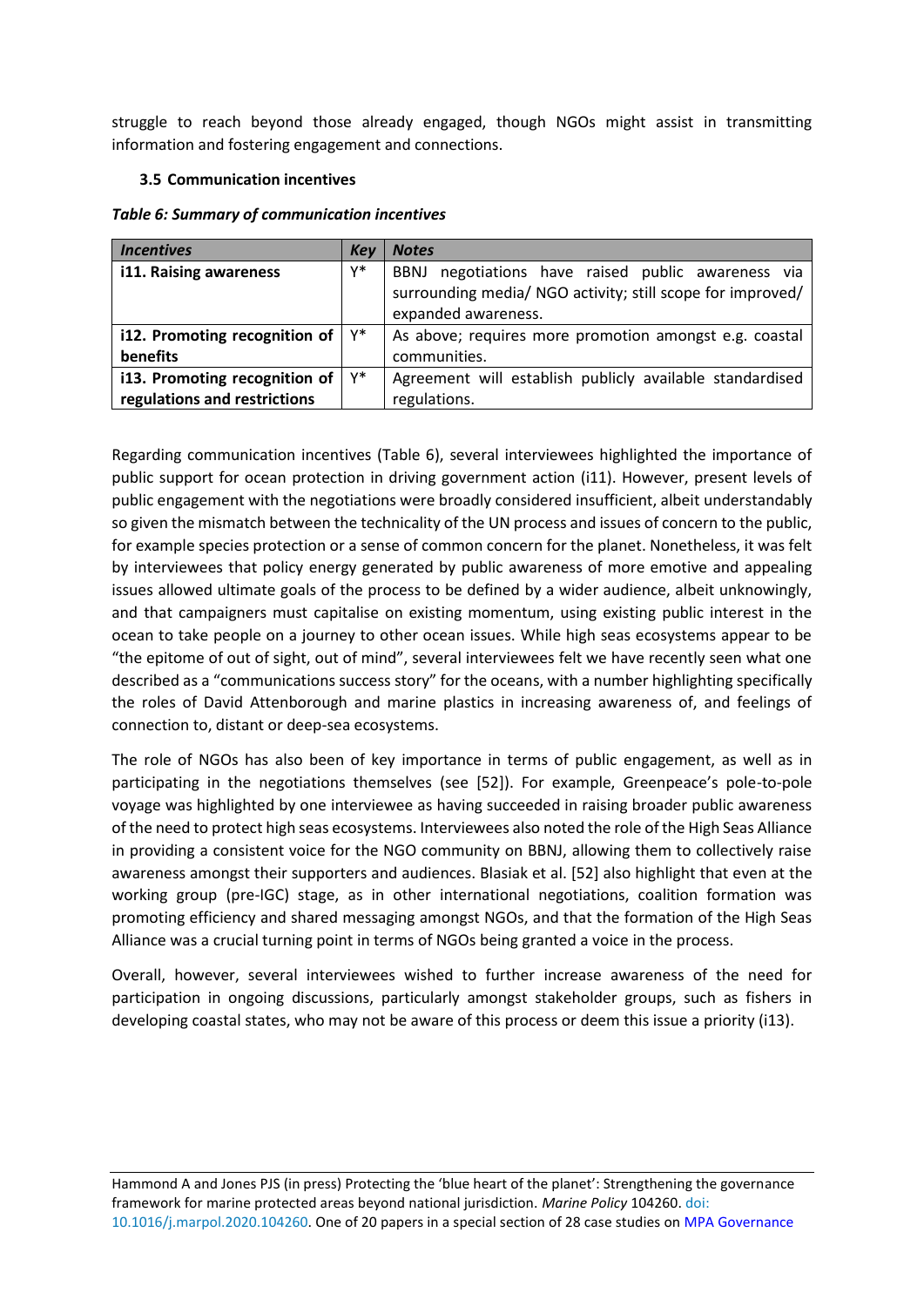struggle to reach beyond those already engaged, though NGOs might assist in transmitting information and fostering engagement and connections.

### 3.5 Communication incentives

***Table 6: Summary of communication incentives***

| *Incentives* | *Key* | *Notes* |
|---|---|---|
| **i11. Raising awareness** | Y* | BBNJ negotiations have raised public awareness via surrounding media/ NGO activity; still scope for improved/ expanded awareness. |
| **i12. Promoting recognition of benefits** | Y* | As above; requires more promotion amongst e.g. coastal communities. |
| **i13. Promoting recognition of regulations and restrictions** | Y* | Agreement will establish publicly available standardised regulations. |

Regarding communication incentives (Table 6), several interviewees highlighted the importance of public support for ocean protection in driving government action (i11). However, present levels of public engagement with the negotiations were broadly considered insufficient, albeit understandably so given the mismatch between the technicality of the UN process and issues of concern to the public, for example species protection or a sense of common concern for the planet. Nonetheless, it was felt by interviewees that policy energy generated by public awareness of more emotive and appealing issues allowed ultimate goals of the process to be defined by a wider audience, albeit unknowingly, and that campaigners must capitalise on existing momentum, using existing public interest in the ocean to take people on a journey to other ocean issues. While high seas ecosystems appear to be "the epitome of out of sight, out of mind", several interviewees felt we have recently seen what one described as a "communications success story" for the oceans, with a number highlighting specifically the roles of David Attenborough and marine plastics in increasing awareness of, and feelings of connection to, distant or deep-sea ecosystems.

The role of NGOs has also been of key importance in terms of public engagement, as well as in participating in the negotiations themselves (see [52]). For example, Greenpeace's pole-to-pole voyage was highlighted by one interviewee as having succeeded in raising broader public awareness of the need to protect high seas ecosystems. Interviewees also noted the role of the High Seas Alliance in providing a consistent voice for the NGO community on BBNJ, allowing them to collectively raise awareness amongst their supporters and audiences. Blasiak et al. [52] also highlight that even at the working group (pre-IGC) stage, as in other international negotiations, coalition formation was promoting efficiency and shared messaging amongst NGOs, and that the formation of the High Seas Alliance was a crucial turning point in terms of NGOs being granted a voice in the process.

Overall, however, several interviewees wished to further increase awareness of the need for participation in ongoing discussions, particularly amongst stakeholder groups, such as fishers in developing coastal states, who may not be aware of this process or deem this issue a priority (i13).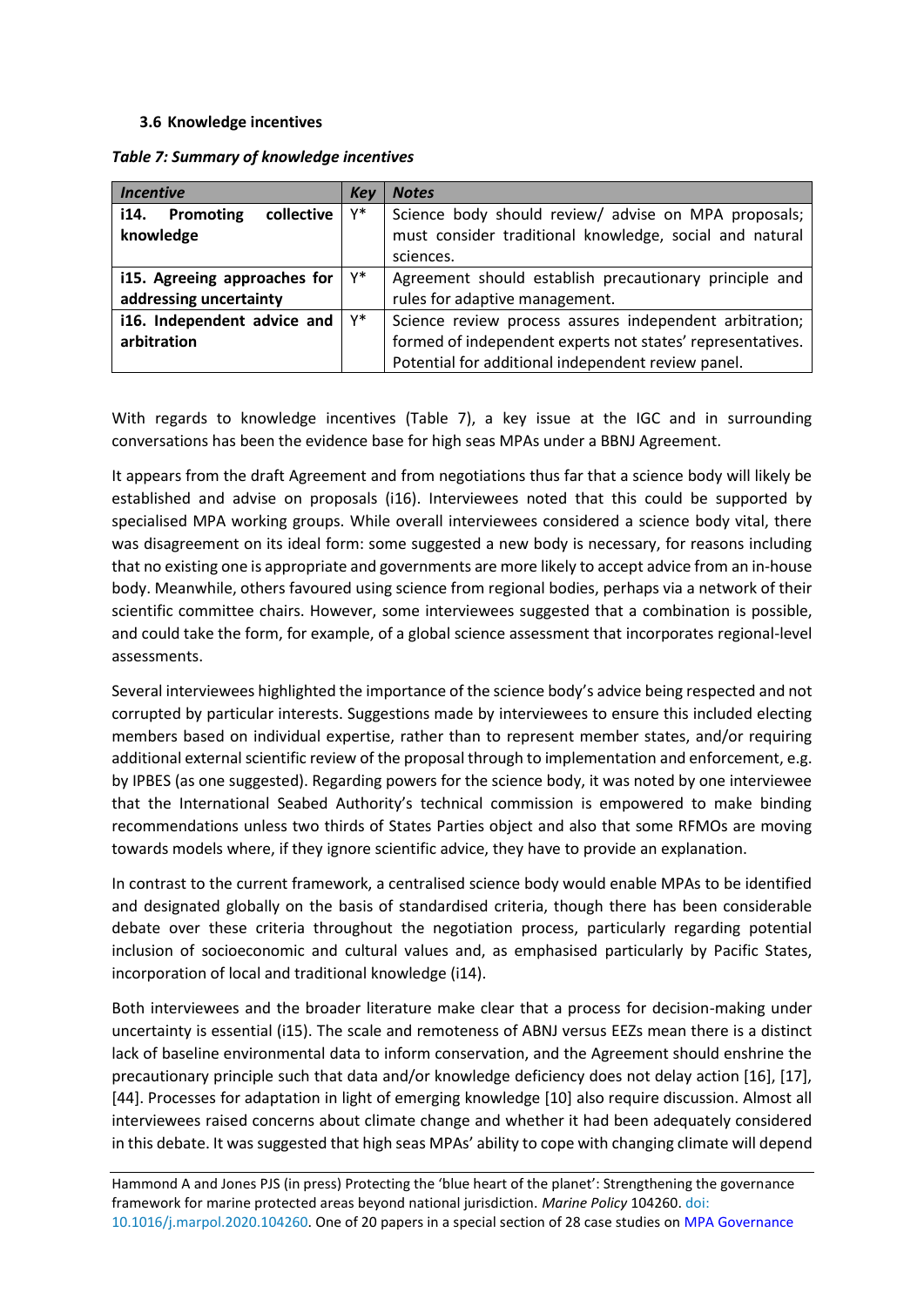### 3.6 Knowledge incentives

***Table 7: Summary of knowledge incentives***

| *Incentive* | *Key* | *Notes* |
|---|---|---|
| **i14. Promoting collective knowledge** | Y* | Science body should review/ advise on MPA proposals; must consider traditional knowledge, social and natural sciences. |
| **i15. Agreeing approaches for addressing uncertainty** | Y* | Agreement should establish precautionary principle and rules for adaptive management. |
| **i16. Independent advice and arbitration** | Y* | Science review process assures independent arbitration; formed of independent experts not states' representatives. Potential for additional independent review panel. |

With regards to knowledge incentives (Table 7), a key issue at the IGC and in surrounding conversations has been the evidence base for high seas MPAs under a BBNJ Agreement.

It appears from the draft Agreement and from negotiations thus far that a science body will likely be established and advise on proposals (i16). Interviewees noted that this could be supported by specialised MPA working groups. While overall interviewees considered a science body vital, there was disagreement on its ideal form: some suggested a new body is necessary, for reasons including that no existing one is appropriate and governments are more likely to accept advice from an in-house body. Meanwhile, others favoured using science from regional bodies, perhaps via a network of their scientific committee chairs. However, some interviewees suggested that a combination is possible, and could take the form, for example, of a global science assessment that incorporates regional-level assessments.

Several interviewees highlighted the importance of the science body's advice being respected and not corrupted by particular interests. Suggestions made by interviewees to ensure this included electing members based on individual expertise, rather than to represent member states, and/or requiring additional external scientific review of the proposal through to implementation and enforcement, e.g. by IPBES (as one suggested). Regarding powers for the science body, it was noted by one interviewee that the International Seabed Authority's technical commission is empowered to make binding recommendations unless two thirds of States Parties object and also that some RFMOs are moving towards models where, if they ignore scientific advice, they have to provide an explanation.

In contrast to the current framework, a centralised science body would enable MPAs to be identified and designated globally on the basis of standardised criteria, though there has been considerable debate over these criteria throughout the negotiation process, particularly regarding potential inclusion of socioeconomic and cultural values and, as emphasised particularly by Pacific States, incorporation of local and traditional knowledge (i14).

Both interviewees and the broader literature make clear that a process for decision-making under uncertainty is essential (i15). The scale and remoteness of ABNJ versus EEZs mean there is a distinct lack of baseline environmental data to inform conservation, and the Agreement should enshrine the precautionary principle such that data and/or knowledge deficiency does not delay action [16], [17], [44]. Processes for adaptation in light of emerging knowledge [10] also require discussion. Almost all interviewees raised concerns about climate change and whether it had been adequately considered in this debate. It was suggested that high seas MPAs' ability to cope with changing climate will depend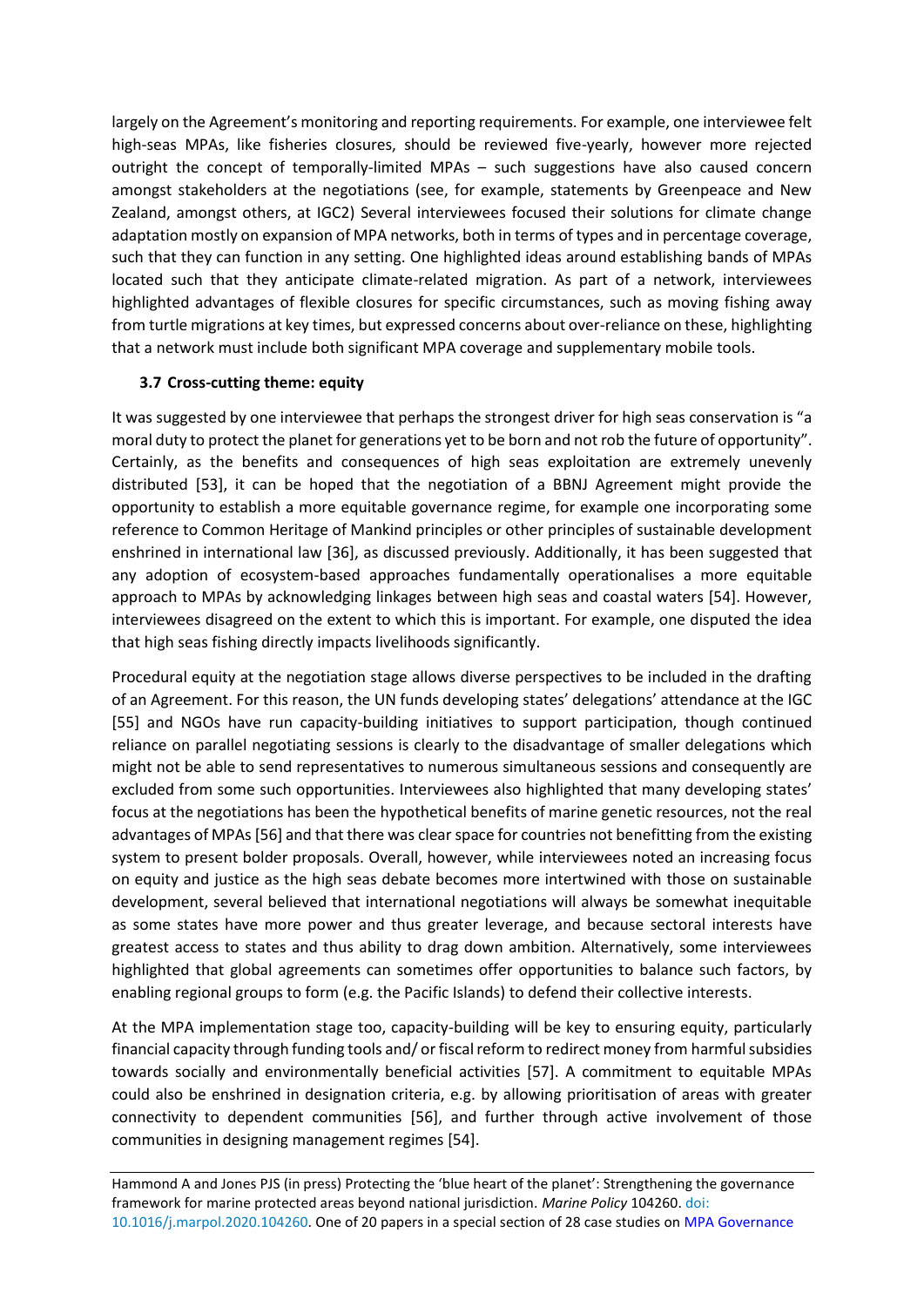largely on the Agreement's monitoring and reporting requirements. For example, one interviewee felt high-seas MPAs, like fisheries closures, should be reviewed five-yearly, however more rejected outright the concept of temporally-limited MPAs – such suggestions have also caused concern amongst stakeholders at the negotiations (see, for example, statements by Greenpeace and New Zealand, amongst others, at IGC2) Several interviewees focused their solutions for climate change adaptation mostly on expansion of MPA networks, both in terms of types and in percentage coverage, such that they can function in any setting. One highlighted ideas around establishing bands of MPAs located such that they anticipate climate-related migration. As part of a network, interviewees highlighted advantages of flexible closures for specific circumstances, such as moving fishing away from turtle migrations at key times, but expressed concerns about over-reliance on these, highlighting that a network must include both significant MPA coverage and supplementary mobile tools.

### 3.7 Cross-cutting theme: equity

It was suggested by one interviewee that perhaps the strongest driver for high seas conservation is "a moral duty to protect the planet for generations yet to be born and not rob the future of opportunity". Certainly, as the benefits and consequences of high seas exploitation are extremely unevenly distributed [53], it can be hoped that the negotiation of a BBNJ Agreement might provide the opportunity to establish a more equitable governance regime, for example one incorporating some reference to Common Heritage of Mankind principles or other principles of sustainable development enshrined in international law [36], as discussed previously. Additionally, it has been suggested that any adoption of ecosystem-based approaches fundamentally operationalises a more equitable approach to MPAs by acknowledging linkages between high seas and coastal waters [54]. However, interviewees disagreed on the extent to which this is important. For example, one disputed the idea that high seas fishing directly impacts livelihoods significantly.

Procedural equity at the negotiation stage allows diverse perspectives to be included in the drafting of an Agreement. For this reason, the UN funds developing states' delegations' attendance at the IGC [55] and NGOs have run capacity-building initiatives to support participation, though continued reliance on parallel negotiating sessions is clearly to the disadvantage of smaller delegations which might not be able to send representatives to numerous simultaneous sessions and consequently are excluded from some such opportunities. Interviewees also highlighted that many developing states' focus at the negotiations has been the hypothetical benefits of marine genetic resources, not the real advantages of MPAs [56] and that there was clear space for countries not benefitting from the existing system to present bolder proposals. Overall, however, while interviewees noted an increasing focus on equity and justice as the high seas debate becomes more intertwined with those on sustainable development, several believed that international negotiations will always be somewhat inequitable as some states have more power and thus greater leverage, and because sectoral interests have greatest access to states and thus ability to drag down ambition. Alternatively, some interviewees highlighted that global agreements can sometimes offer opportunities to balance such factors, by enabling regional groups to form (e.g. the Pacific Islands) to defend their collective interests.

At the MPA implementation stage too, capacity-building will be key to ensuring equity, particularly financial capacity through funding tools and/ or fiscal reform to redirect money from harmful subsidies towards socially and environmentally beneficial activities [57]. A commitment to equitable MPAs could also be enshrined in designation criteria, e.g. by allowing prioritisation of areas with greater connectivity to dependent communities [56], and further through active involvement of those communities in designing management regimes [54].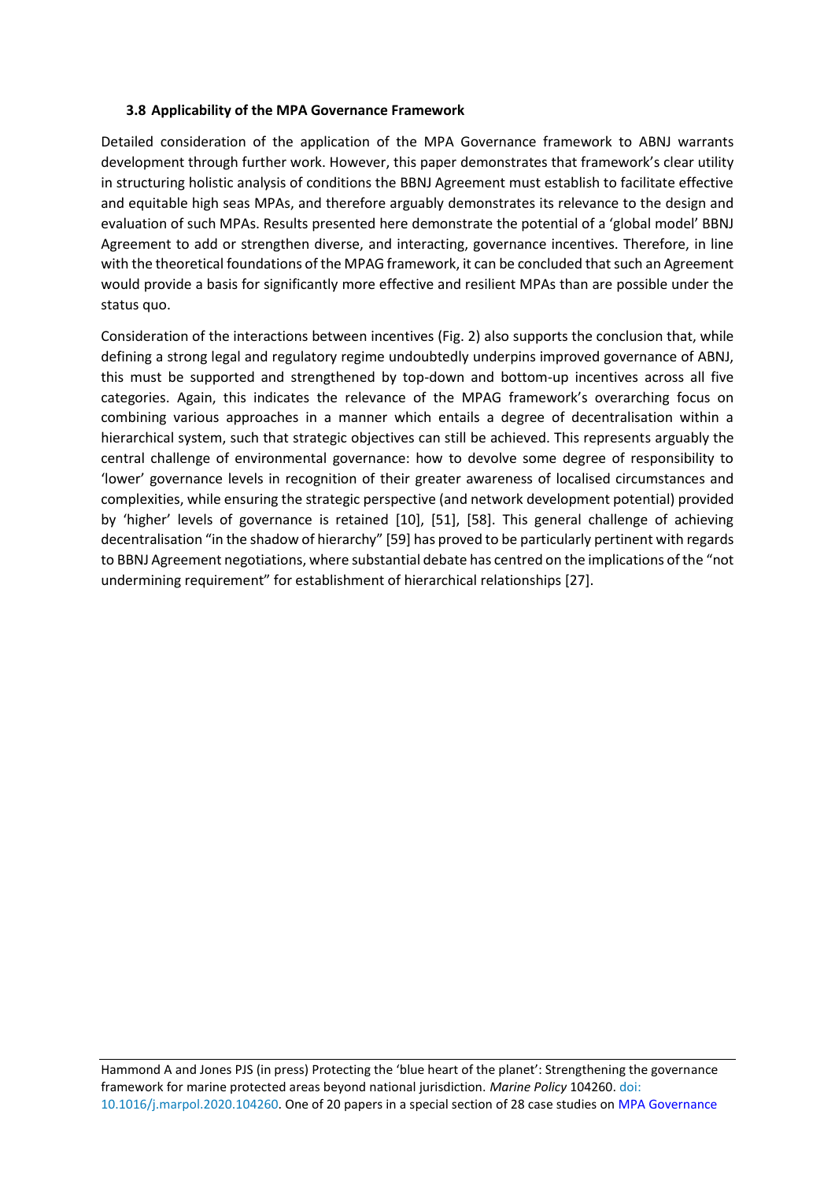### 3.8 Applicability of the MPA Governance Framework

Detailed consideration of the application of the MPA Governance framework to ABNJ warrants development through further work. However, this paper demonstrates that framework's clear utility in structuring holistic analysis of conditions the BBNJ Agreement must establish to facilitate effective and equitable high seas MPAs, and therefore arguably demonstrates its relevance to the design and evaluation of such MPAs. Results presented here demonstrate the potential of a 'global model' BBNJ Agreement to add or strengthen diverse, and interacting, governance incentives. Therefore, in line with the theoretical foundations of the MPAG framework, it can be concluded that such an Agreement would provide a basis for significantly more effective and resilient MPAs than are possible under the status quo.

Consideration of the interactions between incentives (Fig. 2) also supports the conclusion that, while defining a strong legal and regulatory regime undoubtedly underpins improved governance of ABNJ, this must be supported and strengthened by top-down and bottom-up incentives across all five categories. Again, this indicates the relevance of the MPAG framework's overarching focus on combining various approaches in a manner which entails a degree of decentralisation within a hierarchical system, such that strategic objectives can still be achieved. This represents arguably the central challenge of environmental governance: how to devolve some degree of responsibility to 'lower' governance levels in recognition of their greater awareness of localised circumstances and complexities, while ensuring the strategic perspective (and network development potential) provided by 'higher' levels of governance is retained [10], [51], [58]. This general challenge of achieving decentralisation "in the shadow of hierarchy" [59] has proved to be particularly pertinent with regards to BBNJ Agreement negotiations, where substantial debate has centred on the implications of the "not undermining requirement" for establishment of hierarchical relationships [27].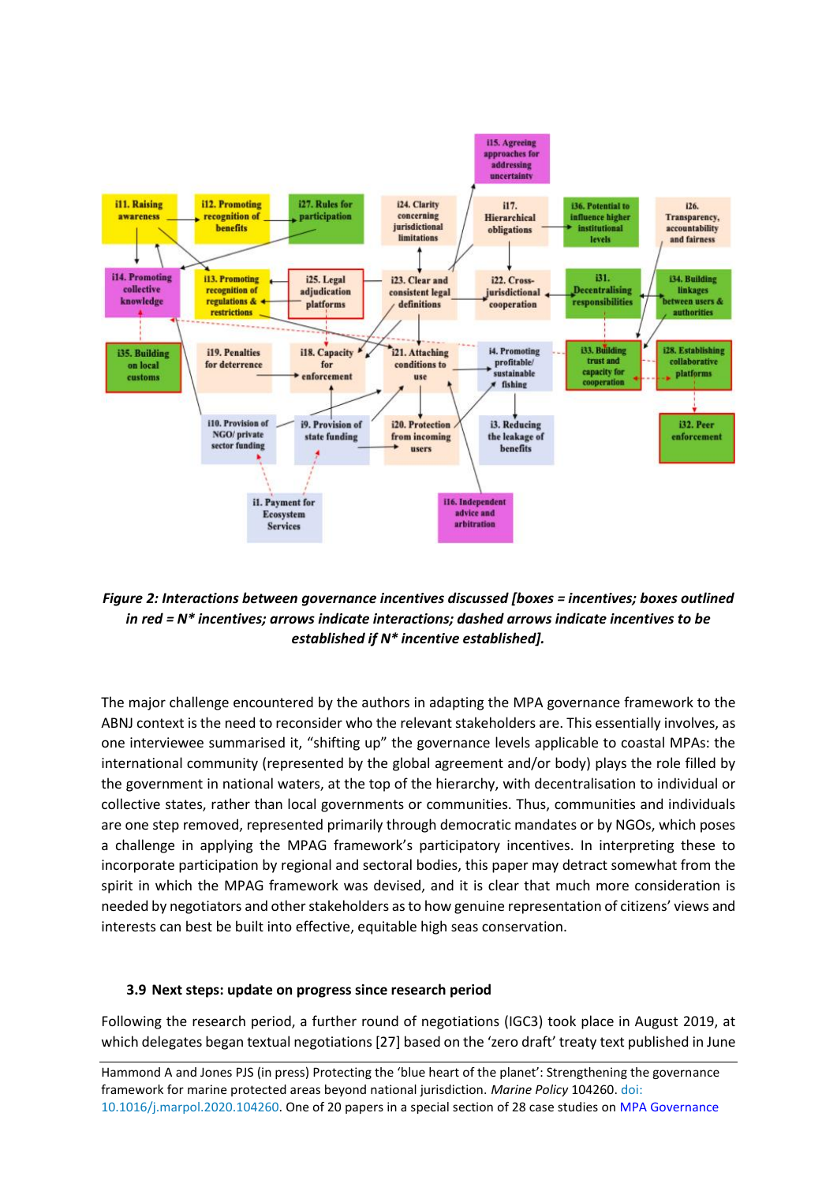*Figure 2: Interactions between governance incentives discussed [boxes = incentives; boxes outlined in red = N* incentives; arrows indicate interactions; dashed arrows indicate incentives to be established if N* incentive established].*

The major challenge encountered by the authors in adapting the MPA governance framework to the ABNJ context is the need to reconsider who the relevant stakeholders are. This essentially involves, as one interviewee summarised it, "shifting up" the governance levels applicable to coastal MPAs: the international community (represented by the global agreement and/or body) plays the role filled by the government in national waters, at the top of the hierarchy, with decentralisation to individual or collective states, rather than local governments or communities. Thus, communities and individuals are one step removed, represented primarily through democratic mandates or by NGOs, which poses a challenge in applying the MPAG framework's participatory incentives. In interpreting these to incorporate participation by regional and sectoral bodies, this paper may detract somewhat from the spirit in which the MPAG framework was devised, and it is clear that much more consideration is needed by negotiators and other stakeholders as to how genuine representation of citizens' views and interests can best be built into effective, equitable high seas conservation.

### 3.9 Next steps: update on progress since research period

Following the research period, a further round of negotiations (IGC3) took place in August 2019, at which delegates began textual negotiations [27] based on the 'zero draft' treaty text published in June

Hammond A and Jones PJS (in press) Protecting the 'blue heart of the planet': Strengthening the governance framework for marine protected areas beyond national jurisdiction. *Marine Policy* 104260. doi: 10.1016/j.marpol.2020.104260. One of 20 papers in a special section of 28 case studies on MPA Governance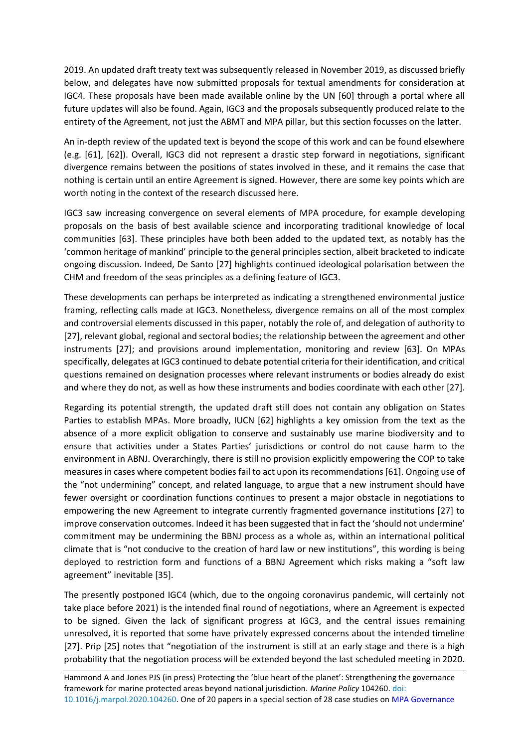2019. An updated draft treaty text was subsequently released in November 2019, as discussed briefly below, and delegates have now submitted proposals for textual amendments for consideration at IGC4. These proposals have been made available online by the UN [60] through a portal where all future updates will also be found. Again, IGC3 and the proposals subsequently produced relate to the entirety of the Agreement, not just the ABMT and MPA pillar, but this section focusses on the latter.

An in-depth review of the updated text is beyond the scope of this work and can be found elsewhere (e.g. [61], [62]). Overall, IGC3 did not represent a drastic step forward in negotiations, significant divergence remains between the positions of states involved in these, and it remains the case that nothing is certain until an entire Agreement is signed. However, there are some key points which are worth noting in the context of the research discussed here.

IGC3 saw increasing convergence on several elements of MPA procedure, for example developing proposals on the basis of best available science and incorporating traditional knowledge of local communities [63]. These principles have both been added to the updated text, as notably has the 'common heritage of mankind' principle to the general principles section, albeit bracketed to indicate ongoing discussion. Indeed, De Santo [27] highlights continued ideological polarisation between the CHM and freedom of the seas principles as a defining feature of IGC3.

These developments can perhaps be interpreted as indicating a strengthened environmental justice framing, reflecting calls made at IGC3. Nonetheless, divergence remains on all of the most complex and controversial elements discussed in this paper, notably the role of, and delegation of authority to [27], relevant global, regional and sectoral bodies; the relationship between the agreement and other instruments [27]; and provisions around implementation, monitoring and review [63]. On MPAs specifically, delegates at IGC3 continued to debate potential criteria for their identification, and critical questions remained on designation processes where relevant instruments or bodies already do exist and where they do not, as well as how these instruments and bodies coordinate with each other [27].

Regarding its potential strength, the updated draft still does not contain any obligation on States Parties to establish MPAs. More broadly, IUCN [62] highlights a key omission from the text as the absence of a more explicit obligation to conserve and sustainably use marine biodiversity and to ensure that activities under a States Parties' jurisdictions or control do not cause harm to the environment in ABNJ. Overarchingly, there is still no provision explicitly empowering the COP to take measures in cases where competent bodies fail to act upon its recommendations [61]. Ongoing use of the "not undermining" concept, and related language, to argue that a new instrument should have fewer oversight or coordination functions continues to present a major obstacle in negotiations to empowering the new Agreement to integrate currently fragmented governance institutions [27] to improve conservation outcomes. Indeed it has been suggested that in fact the 'should not undermine' commitment may be undermining the BBNJ process as a whole as, within an international political climate that is "not conducive to the creation of hard law or new institutions", this wording is being deployed to restriction form and functions of a BBNJ Agreement which risks making a "soft law agreement" inevitable [35].

The presently postponed IGC4 (which, due to the ongoing coronavirus pandemic, will certainly not take place before 2021) is the intended final round of negotiations, where an Agreement is expected to be signed. Given the lack of significant progress at IGC3, and the central issues remaining unresolved, it is reported that some have privately expressed concerns about the intended timeline [27]. Prip [25] notes that "negotiation of the instrument is still at an early stage and there is a high probability that the negotiation process will be extended beyond the last scheduled meeting in 2020.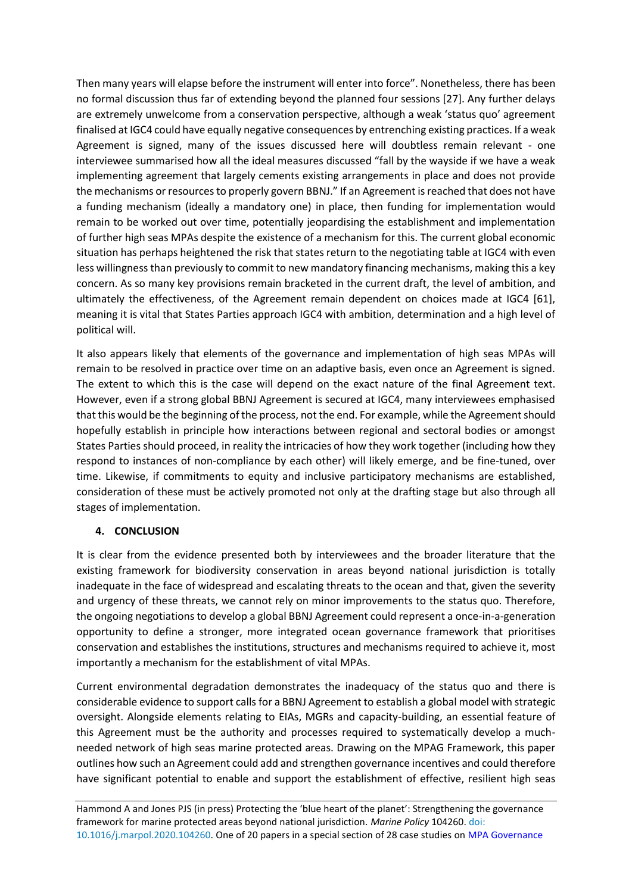Then many years will elapse before the instrument will enter into force". Nonetheless, there has been no formal discussion thus far of extending beyond the planned four sessions [27]. Any further delays are extremely unwelcome from a conservation perspective, although a weak 'status quo' agreement finalised at IGC4 could have equally negative consequences by entrenching existing practices. If a weak Agreement is signed, many of the issues discussed here will doubtless remain relevant - one interviewee summarised how all the ideal measures discussed "fall by the wayside if we have a weak implementing agreement that largely cements existing arrangements in place and does not provide the mechanisms or resources to properly govern BBNJ." If an Agreement is reached that does not have a funding mechanism (ideally a mandatory one) in place, then funding for implementation would remain to be worked out over time, potentially jeopardising the establishment and implementation of further high seas MPAs despite the existence of a mechanism for this. The current global economic situation has perhaps heightened the risk that states return to the negotiating table at IGC4 with even less willingness than previously to commit to new mandatory financing mechanisms, making this a key concern. As so many key provisions remain bracketed in the current draft, the level of ambition, and ultimately the effectiveness, of the Agreement remain dependent on choices made at IGC4 [61], meaning it is vital that States Parties approach IGC4 with ambition, determination and a high level of political will.

It also appears likely that elements of the governance and implementation of high seas MPAs will remain to be resolved in practice over time on an adaptive basis, even once an Agreement is signed. The extent to which this is the case will depend on the exact nature of the final Agreement text. However, even if a strong global BBNJ Agreement is secured at IGC4, many interviewees emphasised that this would be the beginning of the process, not the end. For example, while the Agreement should hopefully establish in principle how interactions between regional and sectoral bodies or amongst States Parties should proceed, in reality the intricacies of how they work together (including how they respond to instances of non-compliance by each other) will likely emerge, and be fine-tuned, over time. Likewise, if commitments to equity and inclusive participatory mechanisms are established, consideration of these must be actively promoted not only at the drafting stage but also through all stages of implementation.

## 4. CONCLUSION

It is clear from the evidence presented both by interviewees and the broader literature that the existing framework for biodiversity conservation in areas beyond national jurisdiction is totally inadequate in the face of widespread and escalating threats to the ocean and that, given the severity and urgency of these threats, we cannot rely on minor improvements to the status quo. Therefore, the ongoing negotiations to develop a global BBNJ Agreement could represent a once-in-a-generation opportunity to define a stronger, more integrated ocean governance framework that prioritises conservation and establishes the institutions, structures and mechanisms required to achieve it, most importantly a mechanism for the establishment of vital MPAs.

Current environmental degradation demonstrates the inadequacy of the status quo and there is considerable evidence to support calls for a BBNJ Agreement to establish a global model with strategic oversight. Alongside elements relating to EIAs, MGRs and capacity-building, an essential feature of this Agreement must be the authority and processes required to systematically develop a much-needed network of high seas marine protected areas. Drawing on the MPAG Framework, this paper outlines how such an Agreement could add and strengthen governance incentives and could therefore have significant potential to enable and support the establishment of effective, resilient high seas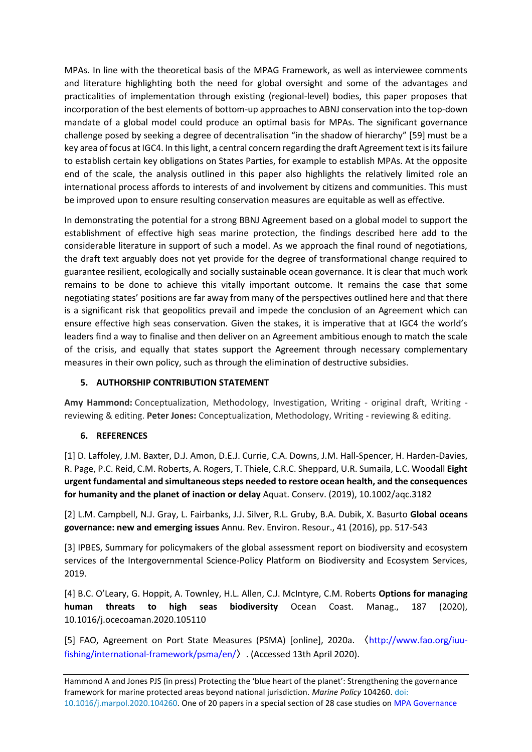MPAs. In line with the theoretical basis of the MPAG Framework, as well as interviewee comments and literature highlighting both the need for global oversight and some of the advantages and practicalities of implementation through existing (regional-level) bodies, this paper proposes that incorporation of the best elements of bottom-up approaches to ABNJ conservation into the top-down mandate of a global model could produce an optimal basis for MPAs. The significant governance challenge posed by seeking a degree of decentralisation "in the shadow of hierarchy" [59] must be a key area of focus at IGC4. In this light, a central concern regarding the draft Agreement text is its failure to establish certain key obligations on States Parties, for example to establish MPAs. At the opposite end of the scale, the analysis outlined in this paper also highlights the relatively limited role an international process affords to interests of and involvement by citizens and communities. This must be improved upon to ensure resulting conservation measures are equitable as well as effective.

In demonstrating the potential for a strong BBNJ Agreement based on a global model to support the establishment of effective high seas marine protection, the findings described here add to the considerable literature in support of such a model. As we approach the final round of negotiations, the draft text arguably does not yet provide for the degree of transformational change required to guarantee resilient, ecologically and socially sustainable ocean governance. It is clear that much work remains to be done to achieve this vitally important outcome. It remains the case that some negotiating states' positions are far away from many of the perspectives outlined here and that there is a significant risk that geopolitics prevail and impede the conclusion of an Agreement which can ensure effective high seas conservation. Given the stakes, it is imperative that at IGC4 the world's leaders find a way to finalise and then deliver on an Agreement ambitious enough to match the scale of the crisis, and equally that states support the Agreement through necessary complementary measures in their own policy, such as through the elimination of destructive subsidies.

## 5. AUTHORSHIP CONTRIBUTION STATEMENT

**Amy Hammond:** Conceptualization, Methodology, Investigation, Writing - original draft, Writing - reviewing & editing. **Peter Jones:** Conceptualization, Methodology, Writing - reviewing & editing.

## 6. REFERENCES

[1] D. Laffoley, J.M. Baxter, D.J. Amon, D.E.J. Currie, C.A. Downs, J.M. Hall-Spencer, H. Harden-Davies, R. Page, P.C. Reid, C.M. Roberts, A. Rogers, T. Thiele, C.R.C. Sheppard, U.R. Sumaila, L.C. Woodall **Eight urgent fundamental and simultaneous steps needed to restore ocean health, and the consequences for humanity and the planet of inaction or delay** Aquat. Conserv. (2019), 10.1002/aqc.3182

[2] L.M. Campbell, N.J. Gray, L. Fairbanks, J.J. Silver, R.L. Gruby, B.A. Dubik, X. Basurto **Global oceans governance: new and emerging issues** Annu. Rev. Environ. Resour., 41 (2016), pp. 517-543

[3] IPBES, Summary for policymakers of the global assessment report on biodiversity and ecosystem services of the Intergovernmental Science-Policy Platform on Biodiversity and Ecosystem Services, 2019.

[4] B.C. O'Leary, G. Hoppit, A. Townley, H.L. Allen, C.J. McIntyre, C.M. Roberts **Options for managing human threats to high seas biodiversity** Ocean Coast. Manag., 187 (2020), 10.1016/j.ocecoaman.2020.105110

[5] FAO, Agreement on Port State Measures (PSMA) [online], 2020a. 〈http://www.fao.org/iuu-fishing/international-framework/psma/en/〉. (Accessed 13th April 2020).

Hammond A and Jones PJS (in press) Protecting the 'blue heart of the planet': Strengthening the governance framework for marine protected areas beyond national jurisdiction. *Marine Policy* 104260. doi: 10.1016/j.marpol.2020.104260. One of 20 papers in a special section of 28 case studies on MPA Governance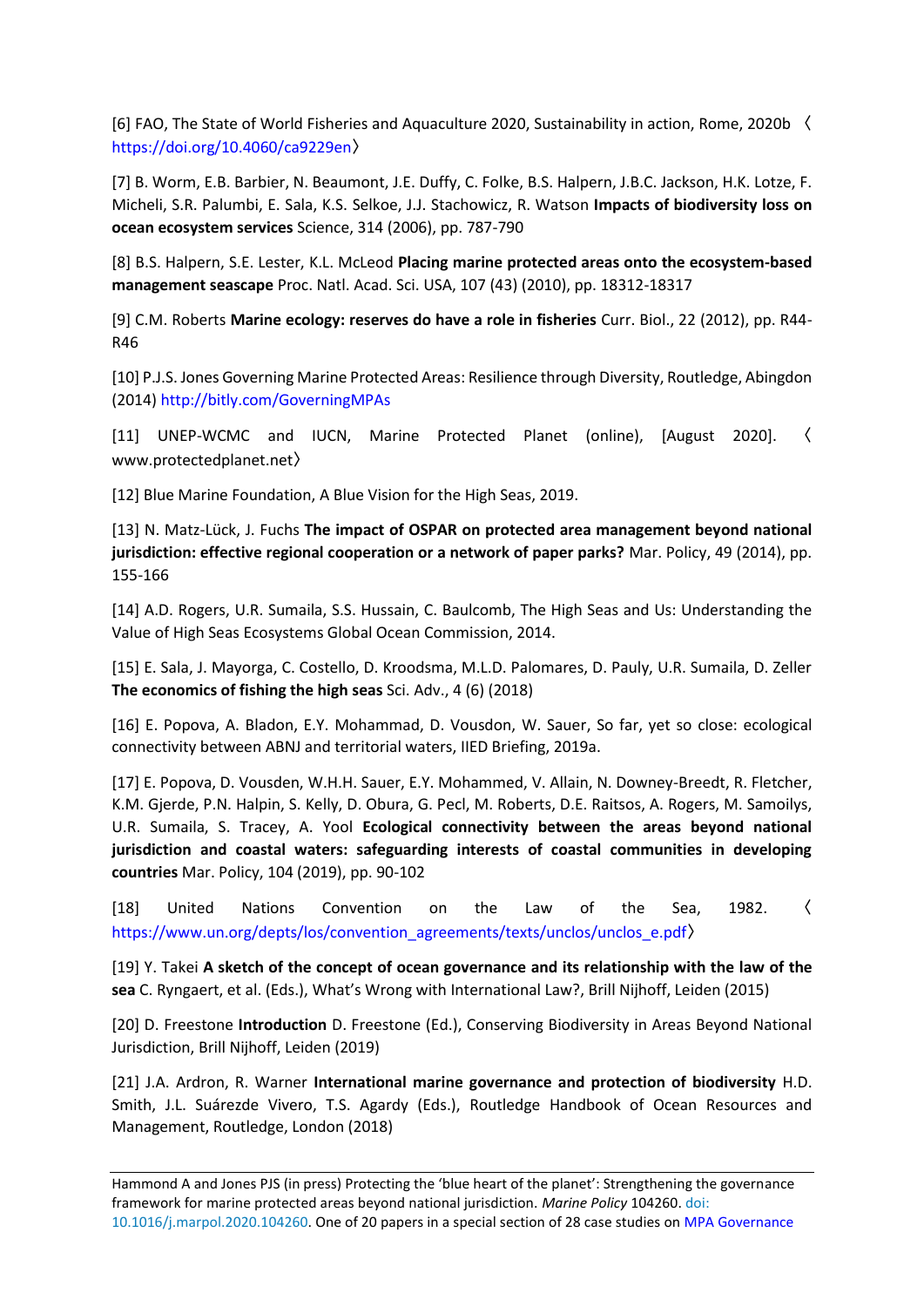[6] FAO, The State of World Fisheries and Aquaculture 2020, Sustainability in action, Rome, 2020b 〈https://doi.org/10.4060/ca9229en〉

[7] B. Worm, E.B. Barbier, N. Beaumont, J.E. Duffy, C. Folke, B.S. Halpern, J.B.C. Jackson, H.K. Lotze, F. Micheli, S.R. Palumbi, E. Sala, K.S. Selkoe, J.J. Stachowicz, R. Watson **Impacts of biodiversity loss on ocean ecosystem services** Science, 314 (2006), pp. 787-790

[8] B.S. Halpern, S.E. Lester, K.L. McLeod **Placing marine protected areas onto the ecosystem-based management seascape** Proc. Natl. Acad. Sci. USA, 107 (43) (2010), pp. 18312-18317

[9] C.M. Roberts **Marine ecology: reserves do have a role in fisheries** Curr. Biol., 22 (2012), pp. R44-R46

[10] P.J.S. Jones Governing Marine Protected Areas: Resilience through Diversity, Routledge, Abingdon (2014) http://bitly.com/GoverningMPAs

[11] UNEP-WCMC and IUCN, Marine Protected Planet (online), [August 2020]. 〈www.protectedplanet.net〉

[12] Blue Marine Foundation, A Blue Vision for the High Seas, 2019.

[13] N. Matz-Lück, J. Fuchs **The impact of OSPAR on protected area management beyond national jurisdiction: effective regional cooperation or a network of paper parks?** Mar. Policy, 49 (2014), pp. 155-166

[14] A.D. Rogers, U.R. Sumaila, S.S. Hussain, C. Baulcomb, The High Seas and Us: Understanding the Value of High Seas Ecosystems Global Ocean Commission, 2014.

[15] E. Sala, J. Mayorga, C. Costello, D. Kroodsma, M.L.D. Palomares, D. Pauly, U.R. Sumaila, D. Zeller **The economics of fishing the high seas** Sci. Adv., 4 (6) (2018)

[16] E. Popova, A. Bladon, E.Y. Mohammad, D. Vousdon, W. Sauer, So far, yet so close: ecological connectivity between ABNJ and territorial waters, IIED Briefing, 2019a.

[17] E. Popova, D. Vousden, W.H.H. Sauer, E.Y. Mohammed, V. Allain, N. Downey-Breedt, R. Fletcher, K.M. Gjerde, P.N. Halpin, S. Kelly, D. Obura, G. Pecl, M. Roberts, D.E. Raitsos, A. Rogers, M. Samoilys, U.R. Sumaila, S. Tracey, A. Yool **Ecological connectivity between the areas beyond national jurisdiction and coastal waters: safeguarding interests of coastal communities in developing countries** Mar. Policy, 104 (2019), pp. 90-102

[18] United Nations Convention on the Law of the Sea, 1982. 〈https://www.un.org/depts/los/convention_agreements/texts/unclos/unclos_e.pdf〉

[19] Y. Takei **A sketch of the concept of ocean governance and its relationship with the law of the sea** C. Ryngaert, et al. (Eds.), What's Wrong with International Law?, Brill Nijhoff, Leiden (2015)

[20] D. Freestone **Introduction** D. Freestone (Ed.), Conserving Biodiversity in Areas Beyond National Jurisdiction, Brill Nijhoff, Leiden (2019)

[21] J.A. Ardron, R. Warner **International marine governance and protection of biodiversity** H.D. Smith, J.L. Suárezde Vivero, T.S. Agardy (Eds.), Routledge Handbook of Ocean Resources and Management, Routledge, London (2018)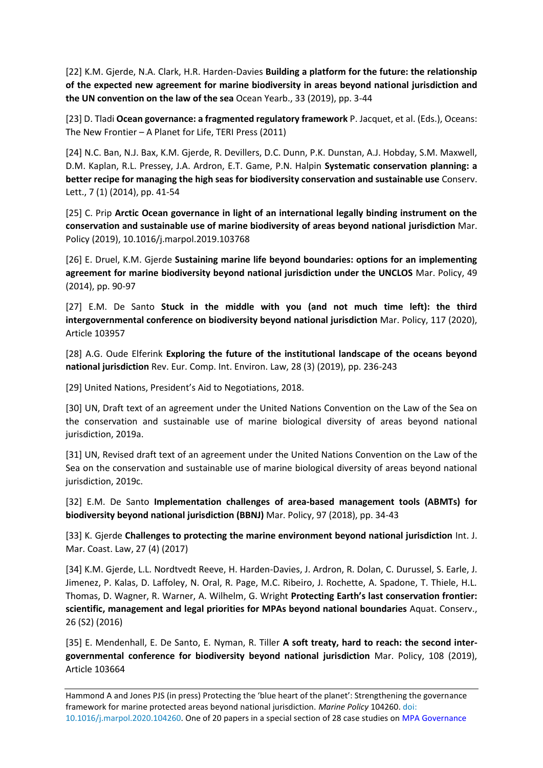[22] K.M. Gjerde, N.A. Clark, H.R. Harden-Davies **Building a platform for the future: the relationship of the expected new agreement for marine biodiversity in areas beyond national jurisdiction and the UN convention on the law of the sea** Ocean Yearb., 33 (2019), pp. 3-44

[23] D. Tladi **Ocean governance: a fragmented regulatory framework** P. Jacquet, et al. (Eds.), Oceans: The New Frontier – A Planet for Life, TERI Press (2011)

[24] N.C. Ban, N.J. Bax, K.M. Gjerde, R. Devillers, D.C. Dunn, P.K. Dunstan, A.J. Hobday, S.M. Maxwell, D.M. Kaplan, R.L. Pressey, J.A. Ardron, E.T. Game, P.N. Halpin **Systematic conservation planning: a better recipe for managing the high seas for biodiversity conservation and sustainable use** Conserv. Lett., 7 (1) (2014), pp. 41-54

[25] C. Prip **Arctic Ocean governance in light of an international legally binding instrument on the conservation and sustainable use of marine biodiversity of areas beyond national jurisdiction** Mar. Policy (2019), 10.1016/j.marpol.2019.103768

[26] E. Druel, K.M. Gjerde **Sustaining marine life beyond boundaries: options for an implementing agreement for marine biodiversity beyond national jurisdiction under the UNCLOS** Mar. Policy, 49 (2014), pp. 90-97

[27] E.M. De Santo **Stuck in the middle with you (and not much time left): the third intergovernmental conference on biodiversity beyond national jurisdiction** Mar. Policy, 117 (2020), Article 103957

[28] A.G. Oude Elferink **Exploring the future of the institutional landscape of the oceans beyond national jurisdiction** Rev. Eur. Comp. Int. Environ. Law, 28 (3) (2019), pp. 236-243

[29] United Nations, President's Aid to Negotiations, 2018.

[30] UN, Draft text of an agreement under the United Nations Convention on the Law of the Sea on the conservation and sustainable use of marine biological diversity of areas beyond national jurisdiction, 2019a.

[31] UN, Revised draft text of an agreement under the United Nations Convention on the Law of the Sea on the conservation and sustainable use of marine biological diversity of areas beyond national jurisdiction, 2019c.

[32] E.M. De Santo **Implementation challenges of area-based management tools (ABMTs) for biodiversity beyond national jurisdiction (BBNJ)** Mar. Policy, 97 (2018), pp. 34-43

[33] K. Gjerde **Challenges to protecting the marine environment beyond national jurisdiction** Int. J. Mar. Coast. Law, 27 (4) (2017)

[34] K.M. Gjerde, L.L. Nordtvedt Reeve, H. Harden-Davies, J. Ardron, R. Dolan, C. Durussel, S. Earle, J. Jimenez, P. Kalas, D. Laffoley, N. Oral, R. Page, M.C. Ribeiro, J. Rochette, A. Spadone, T. Thiele, H.L. Thomas, D. Wagner, R. Warner, A. Wilhelm, G. Wright **Protecting Earth's last conservation frontier: scientific, management and legal priorities for MPAs beyond national boundaries** Aquat. Conserv., 26 (S2) (2016)

[35] E. Mendenhall, E. De Santo, E. Nyman, R. Tiller **A soft treaty, hard to reach: the second inter-governmental conference for biodiversity beyond national jurisdiction** Mar. Policy, 108 (2019), Article 103664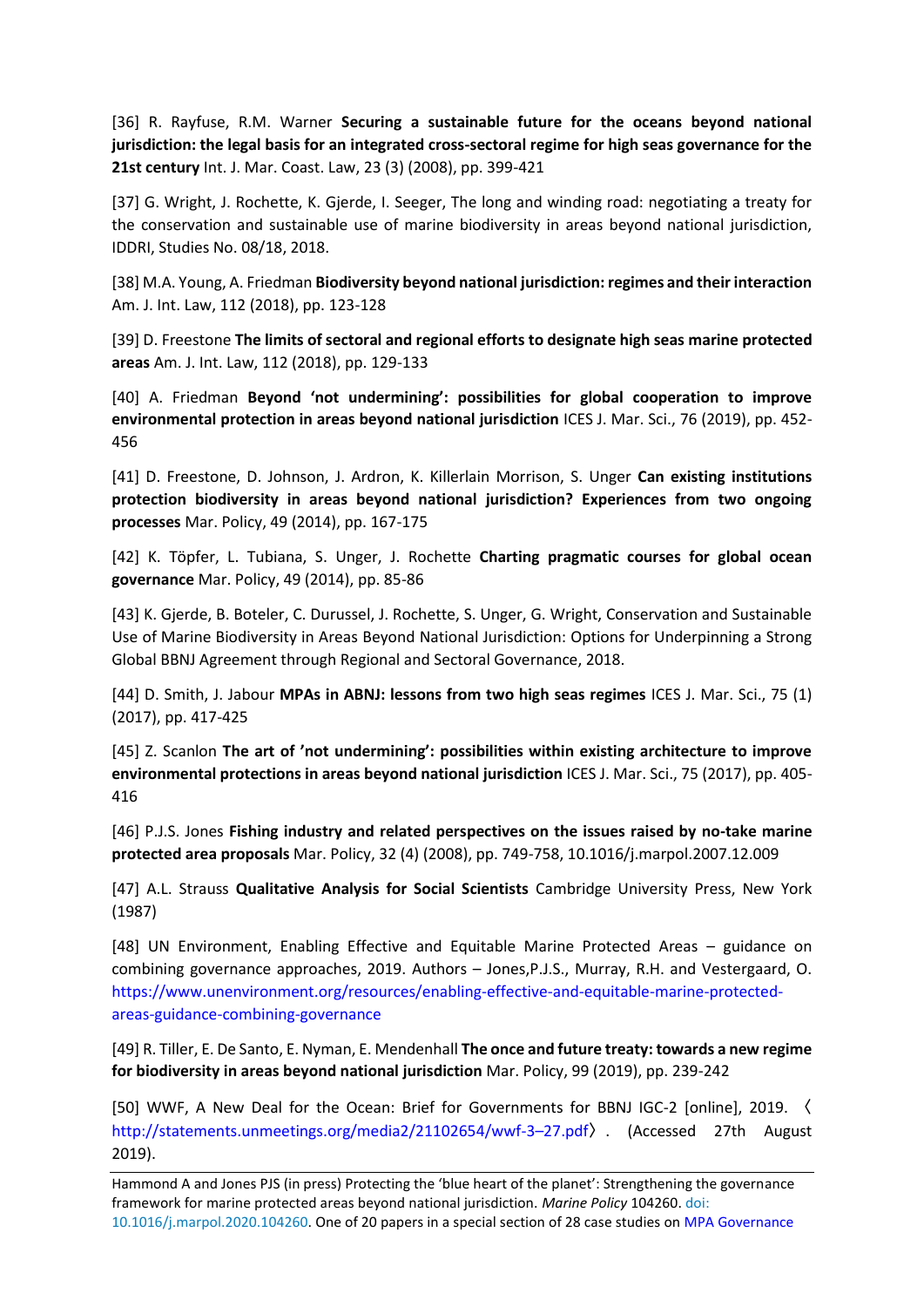[36] R. Rayfuse, R.M. Warner **Securing a sustainable future for the oceans beyond national jurisdiction: the legal basis for an integrated cross-sectoral regime for high seas governance for the 21st century** Int. J. Mar. Coast. Law, 23 (3) (2008), pp. 399-421

[37] G. Wright, J. Rochette, K. Gjerde, I. Seeger, The long and winding road: negotiating a treaty for the conservation and sustainable use of marine biodiversity in areas beyond national jurisdiction, IDDRI, Studies No. 08/18, 2018.

[38] M.A. Young, A. Friedman **Biodiversity beyond national jurisdiction: regimes and their interaction** Am. J. Int. Law, 112 (2018), pp. 123-128

[39] D. Freestone **The limits of sectoral and regional efforts to designate high seas marine protected areas** Am. J. Int. Law, 112 (2018), pp. 129-133

[40] A. Friedman **Beyond 'not undermining': possibilities for global cooperation to improve environmental protection in areas beyond national jurisdiction** ICES J. Mar. Sci., 76 (2019), pp. 452-456

[41] D. Freestone, D. Johnson, J. Ardron, K. Killerlain Morrison, S. Unger **Can existing institutions protection biodiversity in areas beyond national jurisdiction? Experiences from two ongoing processes** Mar. Policy, 49 (2014), pp. 167-175

[42] K. Töpfer, L. Tubiana, S. Unger, J. Rochette **Charting pragmatic courses for global ocean governance** Mar. Policy, 49 (2014), pp. 85-86

[43] K. Gjerde, B. Boteler, C. Durussel, J. Rochette, S. Unger, G. Wright, Conservation and Sustainable Use of Marine Biodiversity in Areas Beyond National Jurisdiction: Options for Underpinning a Strong Global BBNJ Agreement through Regional and Sectoral Governance, 2018.

[44] D. Smith, J. Jabour **MPAs in ABNJ: lessons from two high seas regimes** ICES J. Mar. Sci., 75 (1) (2017), pp. 417-425

[45] Z. Scanlon **The art of 'not undermining': possibilities within existing architecture to improve environmental protections in areas beyond national jurisdiction** ICES J. Mar. Sci., 75 (2017), pp. 405-416

[46] P.J.S. Jones **Fishing industry and related perspectives on the issues raised by no-take marine protected area proposals** Mar. Policy, 32 (4) (2008), pp. 749-758, 10.1016/j.marpol.2007.12.009

[47] A.L. Strauss **Qualitative Analysis for Social Scientists** Cambridge University Press, New York (1987)

[48] UN Environment, Enabling Effective and Equitable Marine Protected Areas – guidance on combining governance approaches, 2019. Authors – Jones,P.J.S., Murray, R.H. and Vestergaard, O. https://www.unenvironment.org/resources/enabling-effective-and-equitable-marine-protected-areas-guidance-combining-governance

[49] R. Tiller, E. De Santo, E. Nyman, E. Mendenhall **The once and future treaty: towards a new regime for biodiversity in areas beyond national jurisdiction** Mar. Policy, 99 (2019), pp. 239-242

[50] WWF, A New Deal for the Ocean: Brief for Governments for BBNJ IGC-2 [online], 2019. 〈http://statements.unmeetings.org/media2/21102654/wwf-3–27.pdf〉. (Accessed 27th August 2019).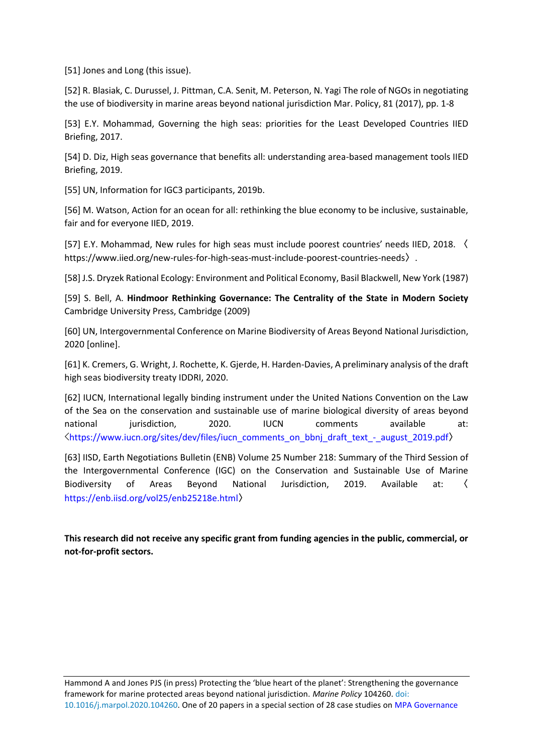[51] Jones and Long (this issue).

[52] R. Blasiak, C. Durussel, J. Pittman, C.A. Senit, M. Peterson, N. Yagi The role of NGOs in negotiating the use of biodiversity in marine areas beyond national jurisdiction Mar. Policy, 81 (2017), pp. 1-8

[53] E.Y. Mohammad, Governing the high seas: priorities for the Least Developed Countries IIED Briefing, 2017.

[54] D. Diz, High seas governance that benefits all: understanding area-based management tools IIED Briefing, 2019.

[55] UN, Information for IGC3 participants, 2019b.

[56] M. Watson, Action for an ocean for all: rethinking the blue economy to be inclusive, sustainable, fair and for everyone IIED, 2019.

[57] E.Y. Mohammad, New rules for high seas must include poorest countries' needs IIED, 2018. 〈https://www.iied.org/new-rules-for-high-seas-must-include-poorest-countries-needs〉.

[58] J.S. Dryzek Rational Ecology: Environment and Political Economy, Basil Blackwell, New York (1987)

[59] S. Bell, A. **Hindmoor Rethinking Governance: The Centrality of the State in Modern Society** Cambridge University Press, Cambridge (2009)

[60] UN, Intergovernmental Conference on Marine Biodiversity of Areas Beyond National Jurisdiction, 2020 [online].

[61] K. Cremers, G. Wright, J. Rochette, K. Gjerde, H. Harden-Davies, A preliminary analysis of the draft high seas biodiversity treaty IDDRI, 2020.

[62] IUCN, International legally binding instrument under the United Nations Convention on the Law of the Sea on the conservation and sustainable use of marine biological diversity of areas beyond national jurisdiction, 2020. IUCN comments available at: 〈https://www.iucn.org/sites/dev/files/iucn_comments_on_bbnj_draft_text_-_august_2019.pdf〉

[63] IISD, Earth Negotiations Bulletin (ENB) Volume 25 Number 218: Summary of the Third Session of the Intergovernmental Conference (IGC) on the Conservation and Sustainable Use of Marine Biodiversity of Areas Beyond National Jurisdiction, 2019. Available at: 〈https://enb.iisd.org/vol25/enb25218e.html〉

**This research did not receive any specific grant from funding agencies in the public, commercial, or not-for-profit sectors.**